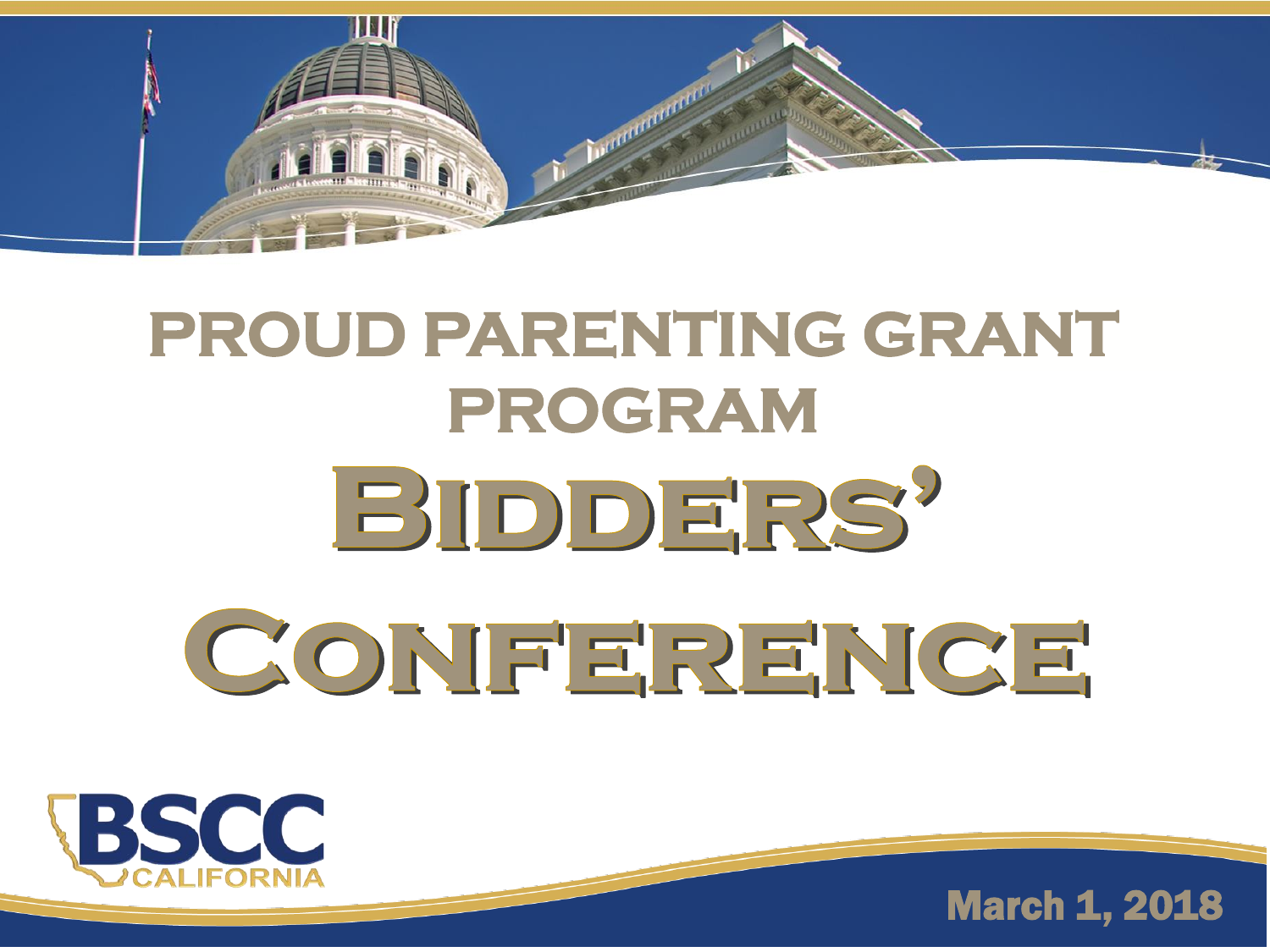# PROUD PARENTING GRANT PROGRAM

# BIDDERS' CONFERENCE

BSCC CALIFORNIA

March 1, 2018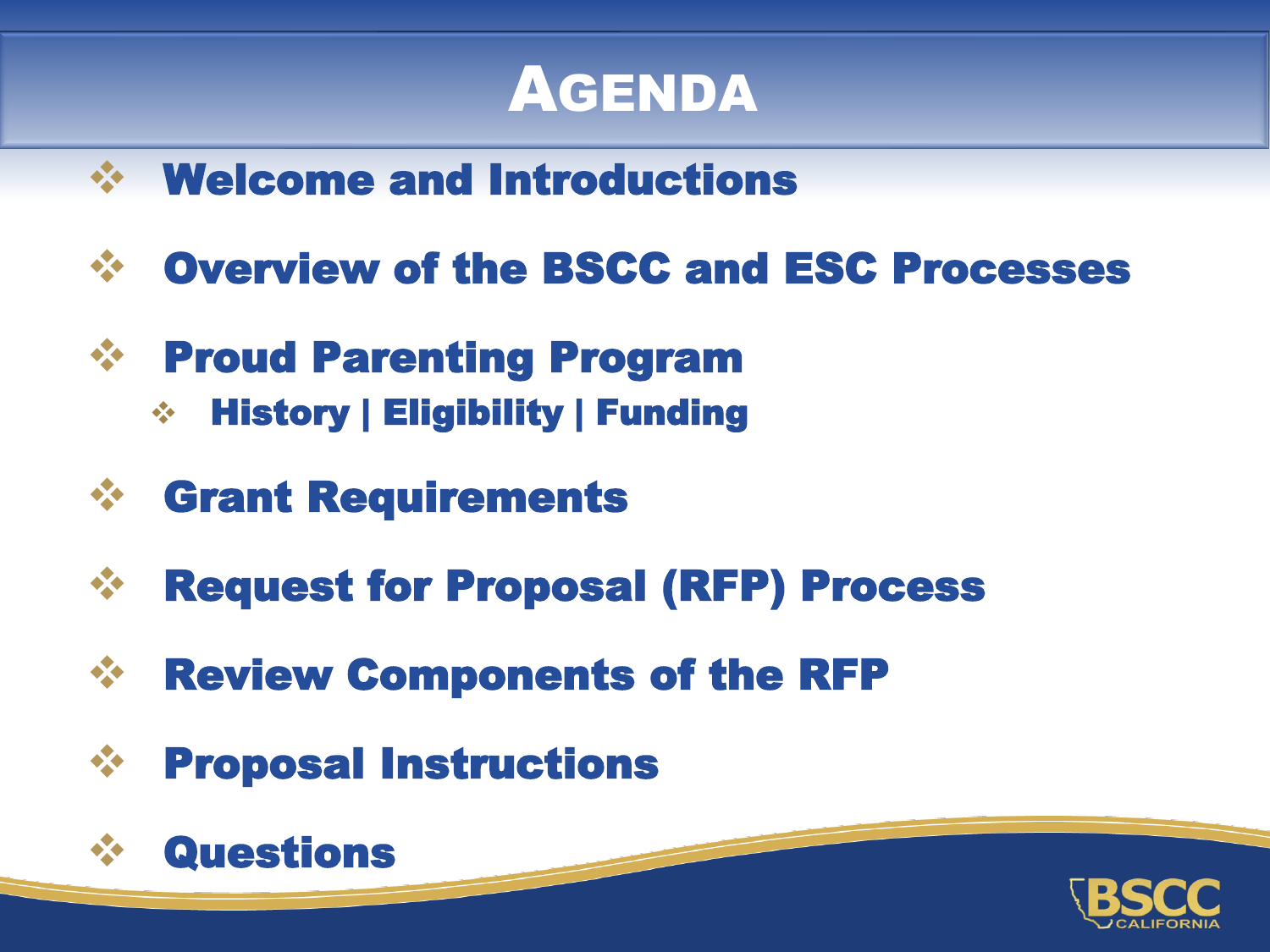# Agenda

- Welcome and Introductions
- Overview of the BSCC and ESC Processes
- Proud Parenting Program
  - History | Eligibility | Funding
- Grant Requirements
- Request for Proposal (RFP) Process
- Review Components of the RFP
- Proposal Instructions
- Questions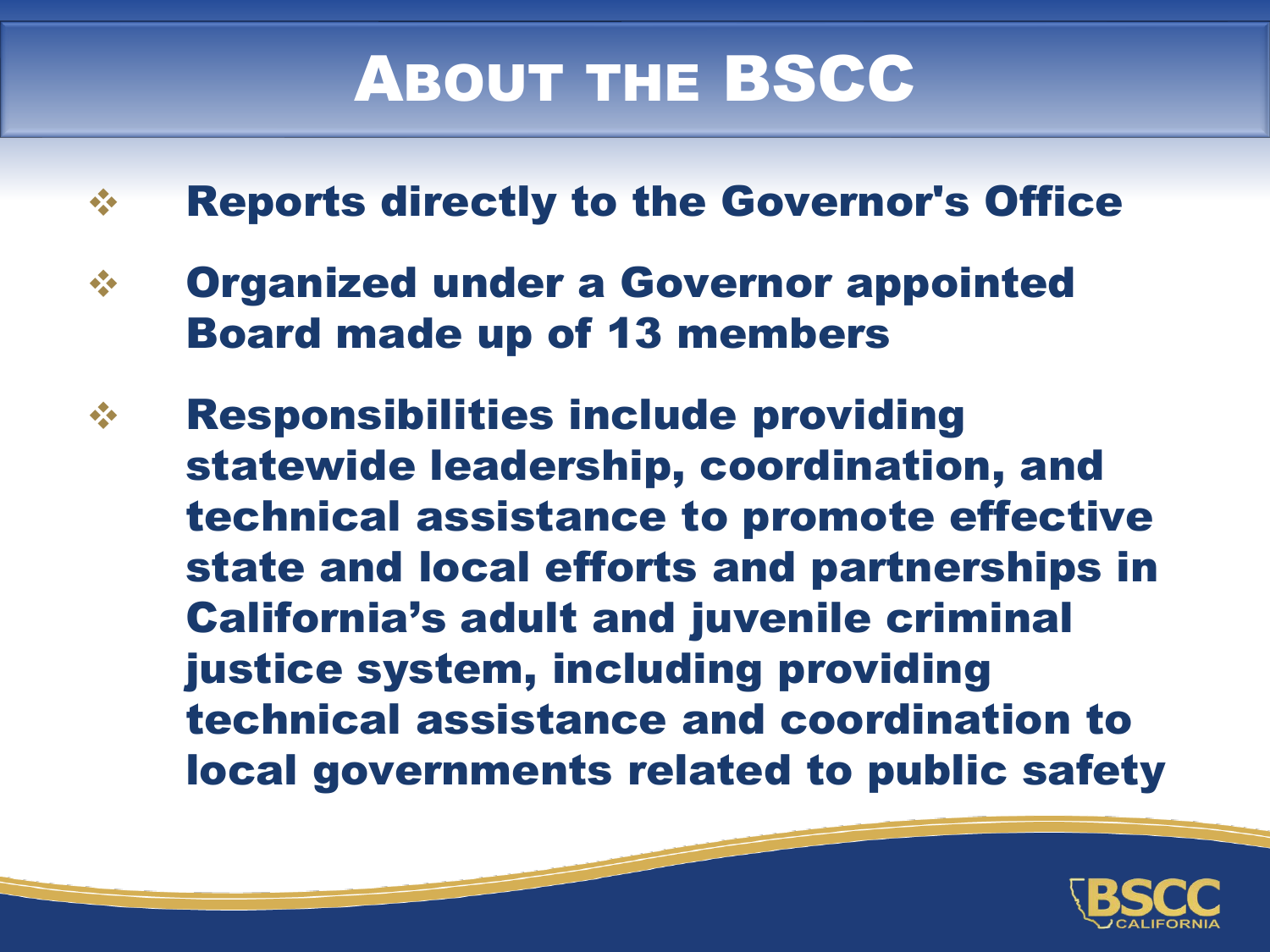# About the BSCC

- Reports directly to the Governor's Office
- Organized under a Governor appointed Board made up of 13 members
- Responsibilities include providing statewide leadership, coordination, and technical assistance to promote effective state and local efforts and partnerships in California's adult and juvenile criminal justice system, including providing technical assistance and coordination to local governments related to public safety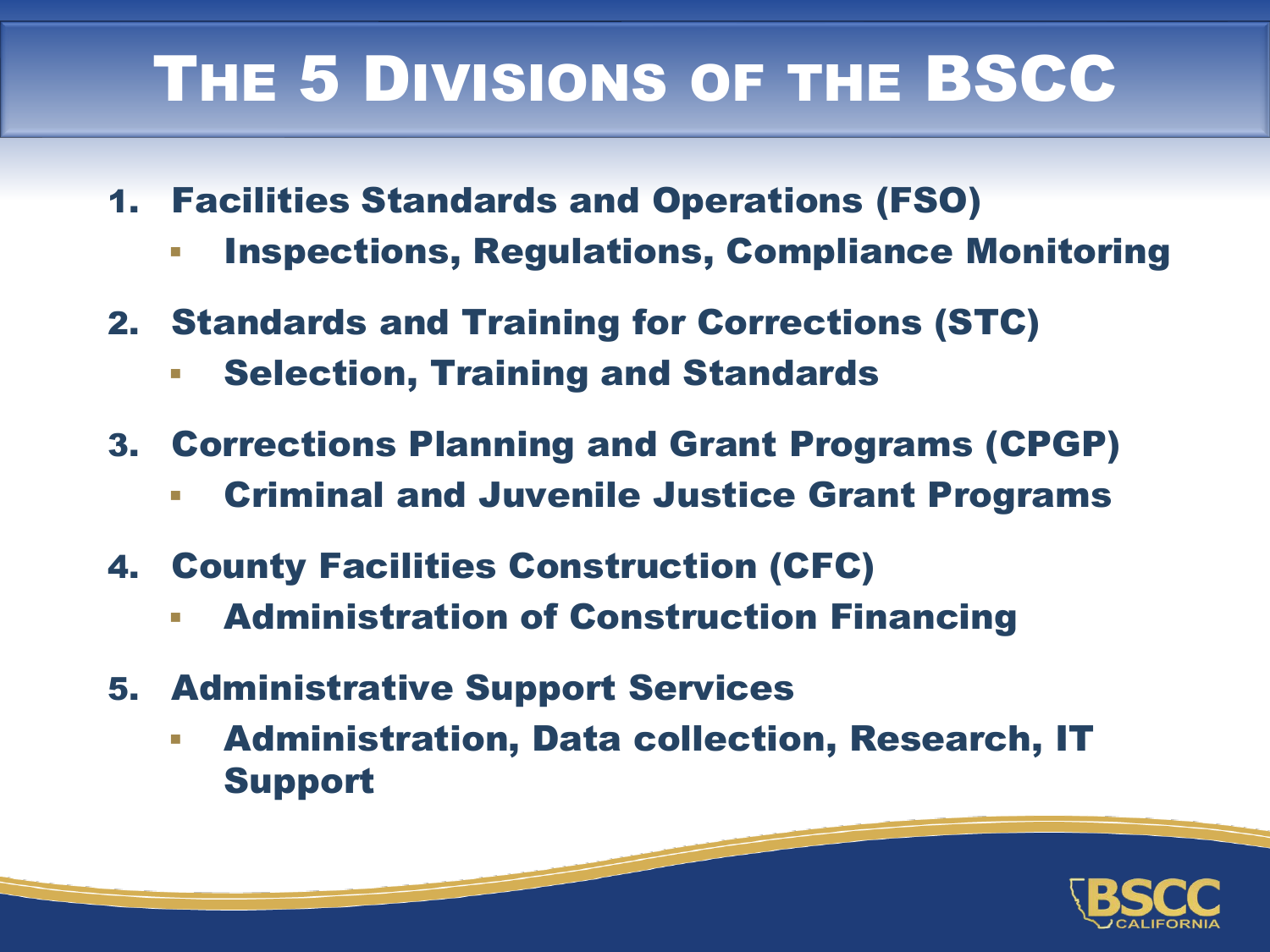# The 5 Divisions of the BSCC

1. **Facilities Standards and Operations (FSO)**
   - **Inspections, Regulations, Compliance Monitoring**
2. **Standards and Training for Corrections (STC)**
   - **Selection, Training and Standards**
3. **Corrections Planning and Grant Programs (CPGP)**
   - **Criminal and Juvenile Justice Grant Programs**
4. **County Facilities Construction (CFC)**
   - **Administration of Construction Financing**
5. **Administrative Support Services**
   - **Administration, Data collection, Research, IT Support**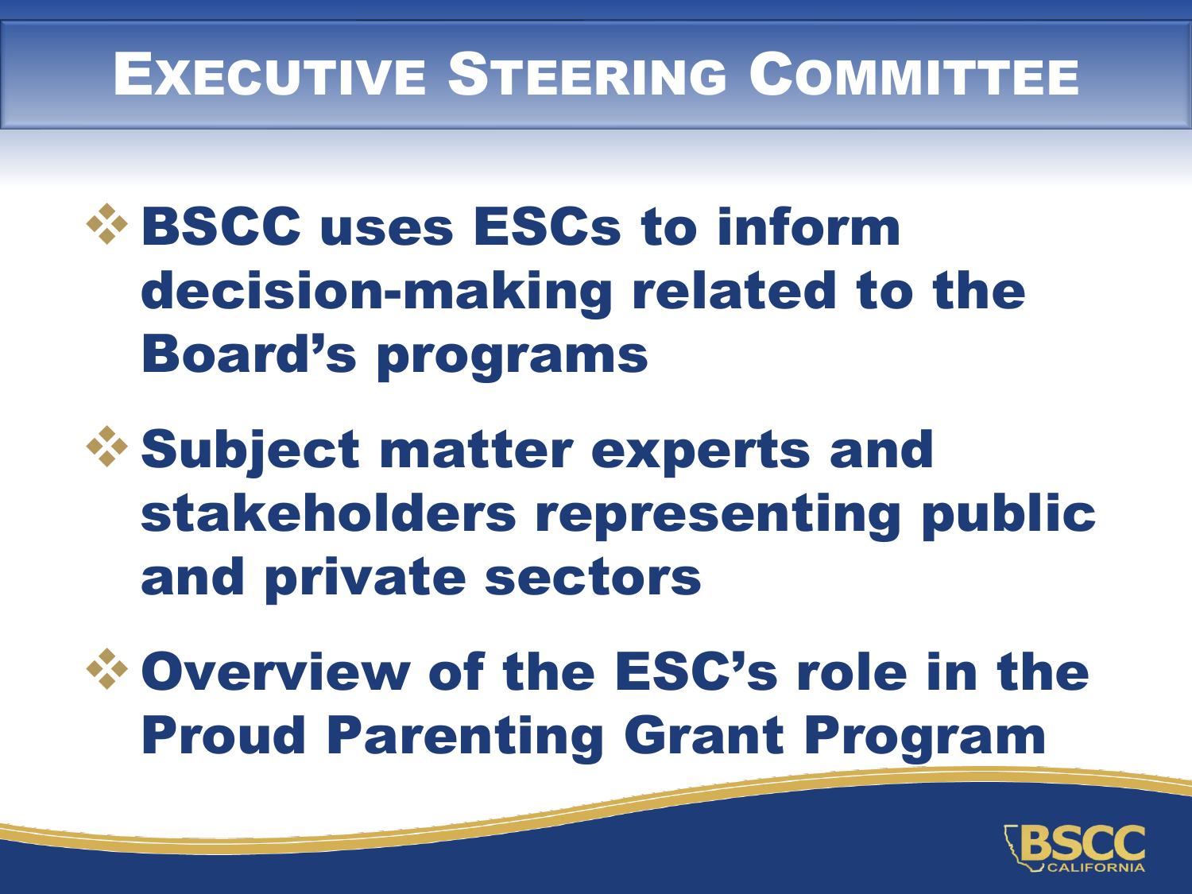# Executive Steering Committee

- **BSCC uses ESCs to inform decision-making related to the Board's programs**
- **Subject matter experts and stakeholders representing public and private sectors**
- **Overview of the ESC's role in the Proud Parenting Grant Program**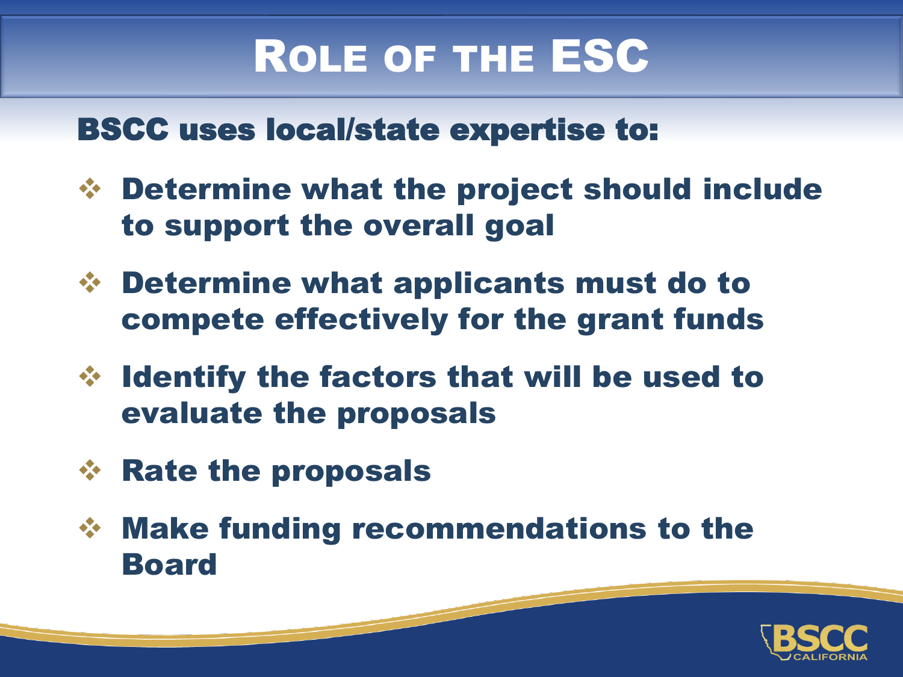# Role of the ESC

## BSCC uses local/state expertise to:

- Determine what the project should include to support the overall goal
- Determine what applicants must do to compete effectively for the grant funds
- Identify the factors that will be used to evaluate the proposals
- Rate the proposals
- Make funding recommendations to the Board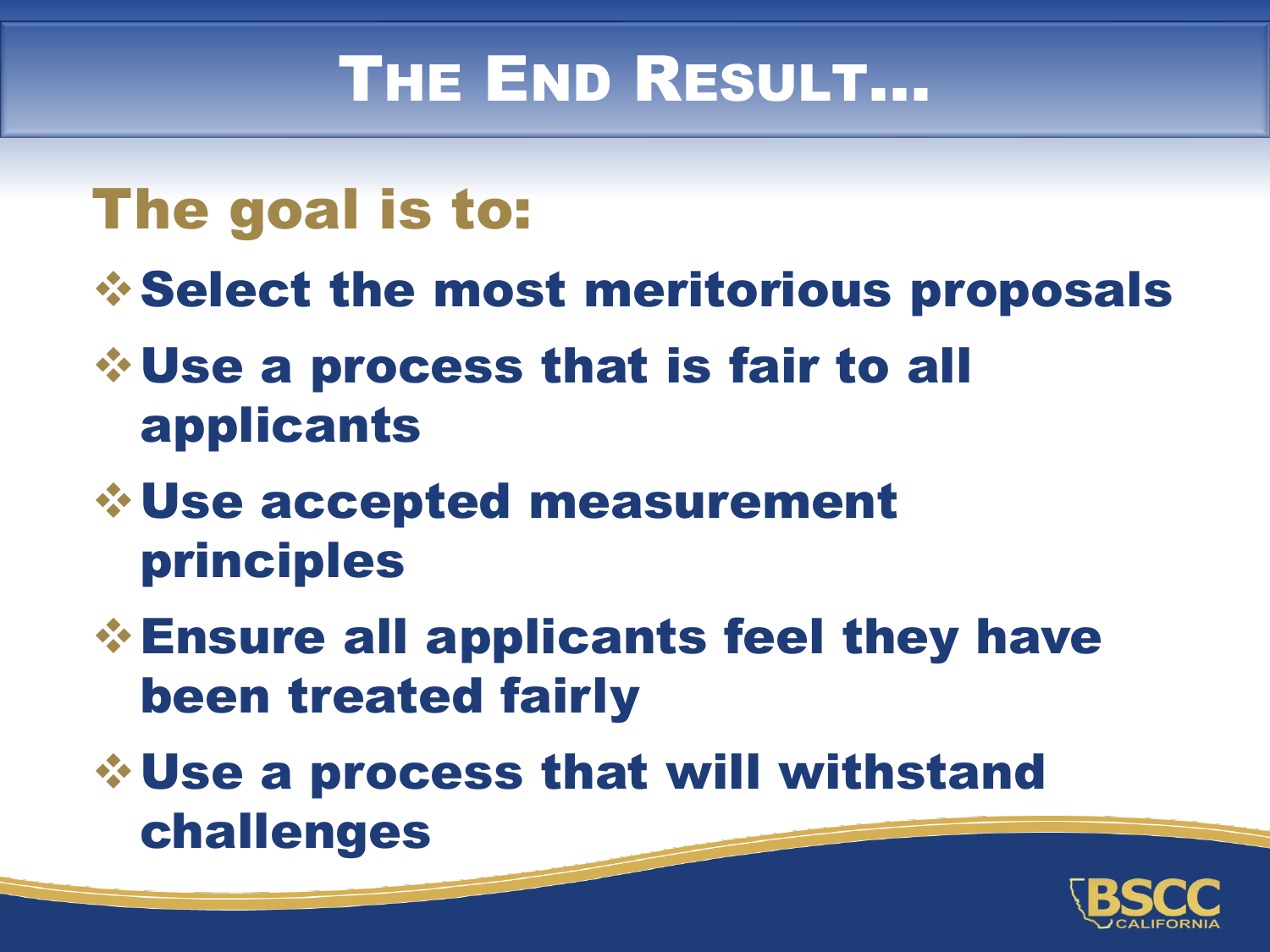# The End Result…

## The goal is to:

- Select the most meritorious proposals
- Use a process that is fair to all applicants
- Use accepted measurement principles
- Ensure all applicants feel they have been treated fairly
- Use a process that will withstand challenges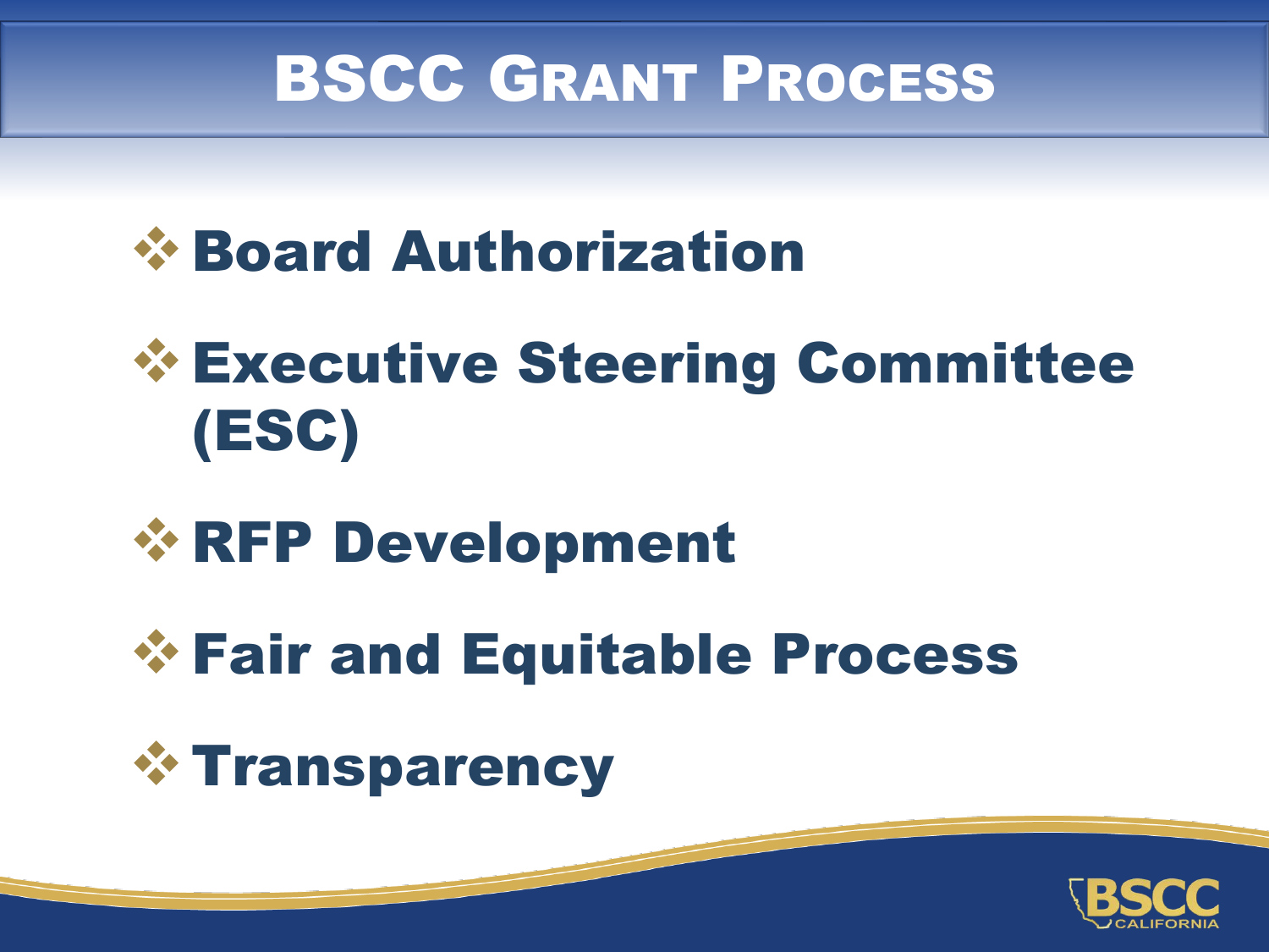# BSCC Grant Process

- Board Authorization
- Executive Steering Committee (ESC)
- RFP Development
- Fair and Equitable Process
- Transparency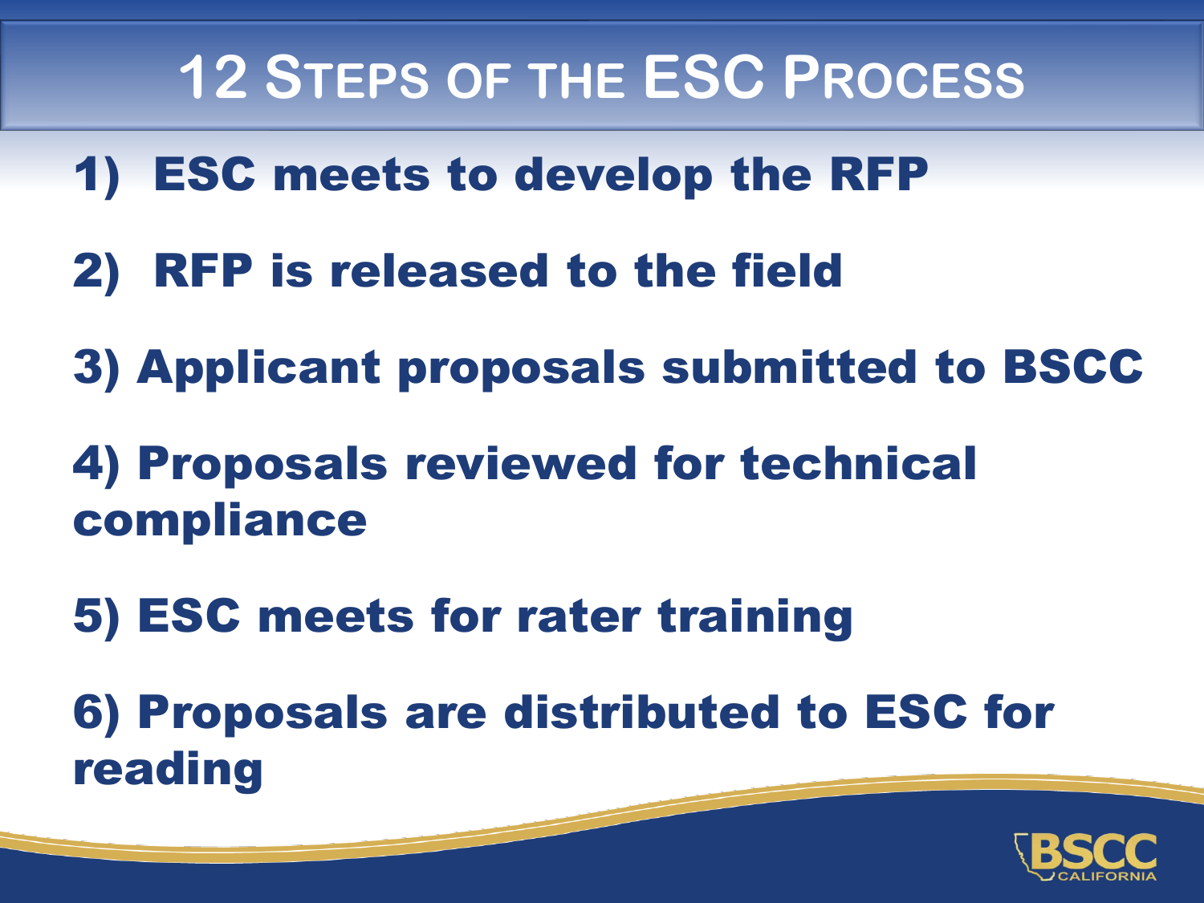# 12 Steps of the ESC Process

1) **ESC meets to develop the RFP**
2) **RFP is released to the field**
3) **Applicant proposals submitted to BSCC**
4) **Proposals reviewed for technical compliance**
5) **ESC meets for rater training**
6) **Proposals are distributed to ESC for reading**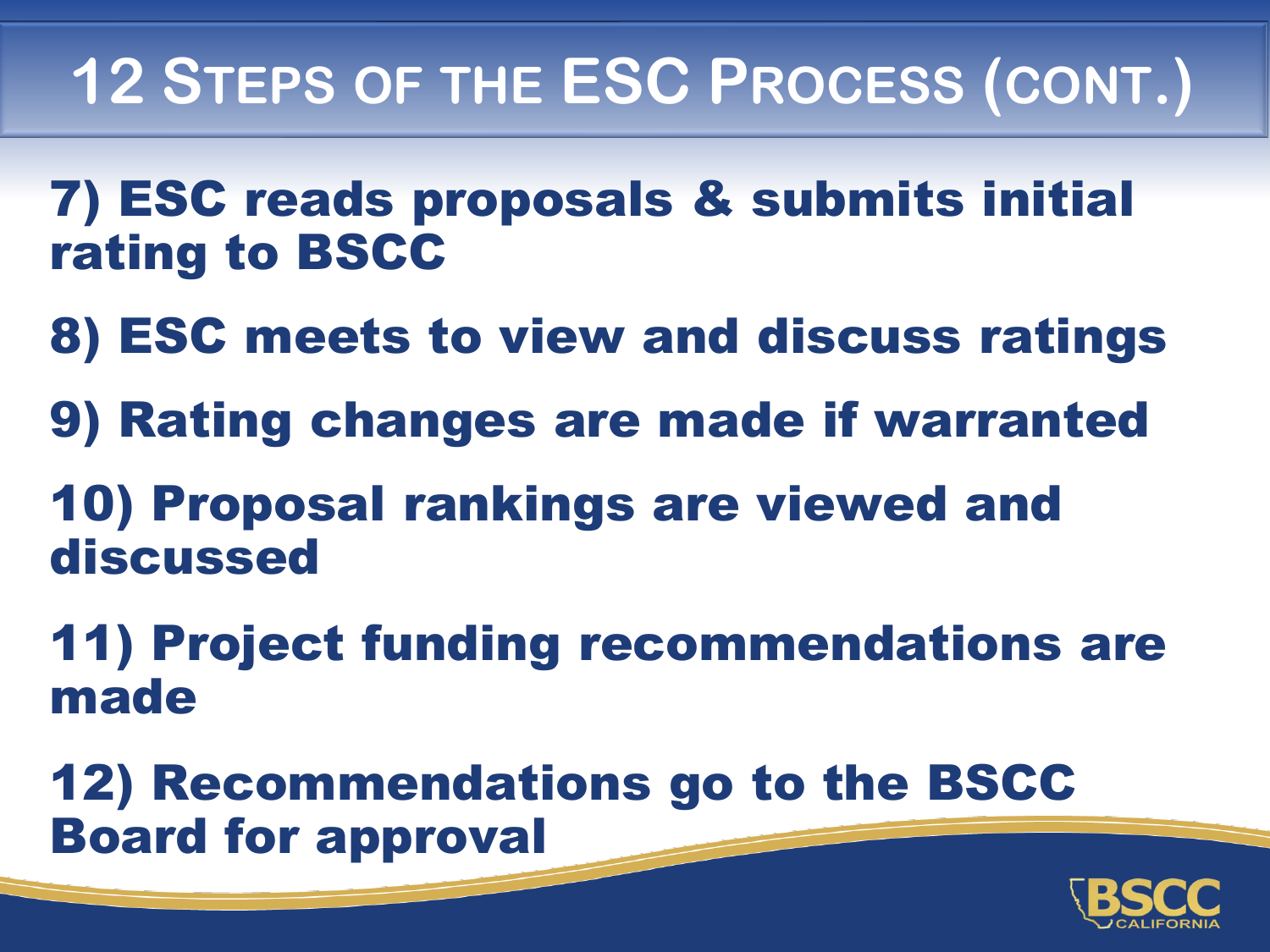# 12 Steps of the ESC Process (cont.)

7) ESC reads proposals & submits initial rating to BSCC

8) ESC meets to view and discuss ratings

9) Rating changes are made if warranted

10) Proposal rankings are viewed and discussed

11) Project funding recommendations are made

12) Recommendations go to the BSCC Board for approval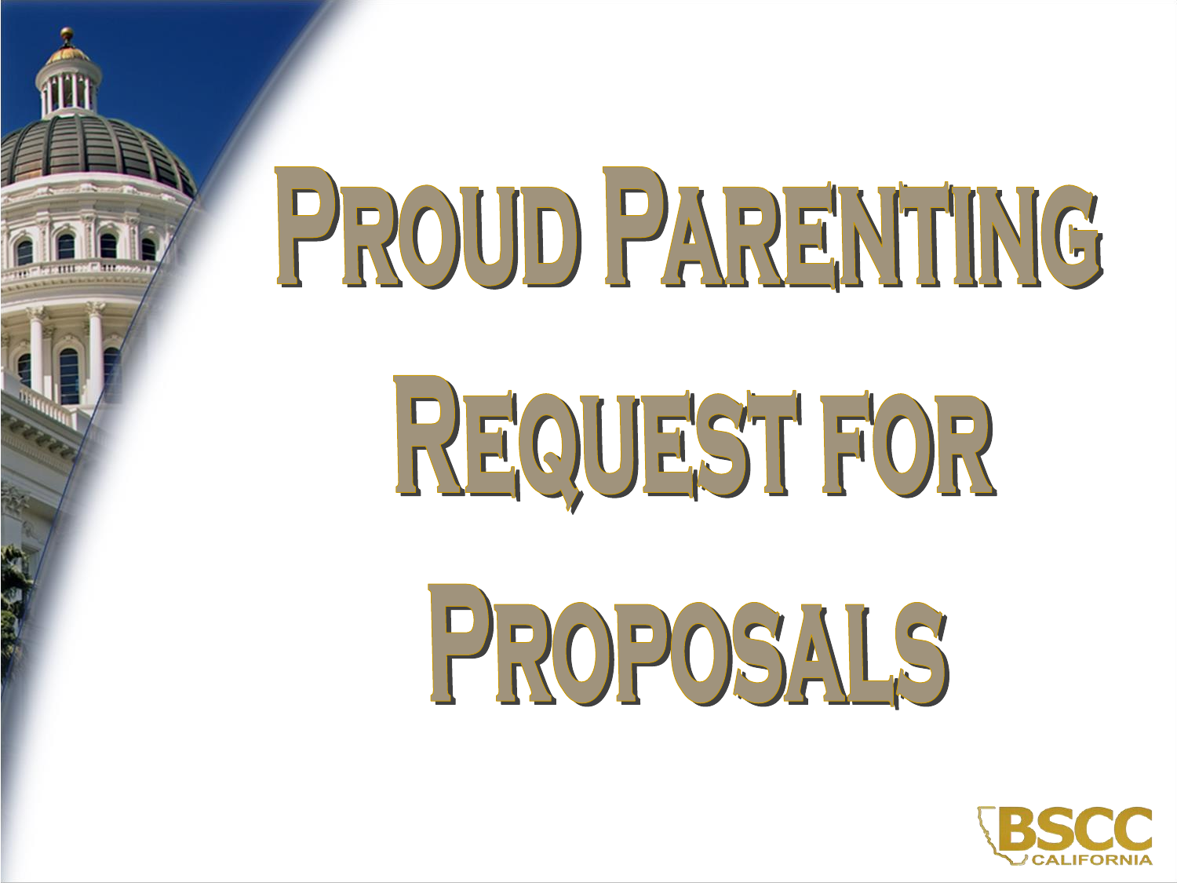# Proud Parenting Request for Proposals

BSCC
CALIFORNIA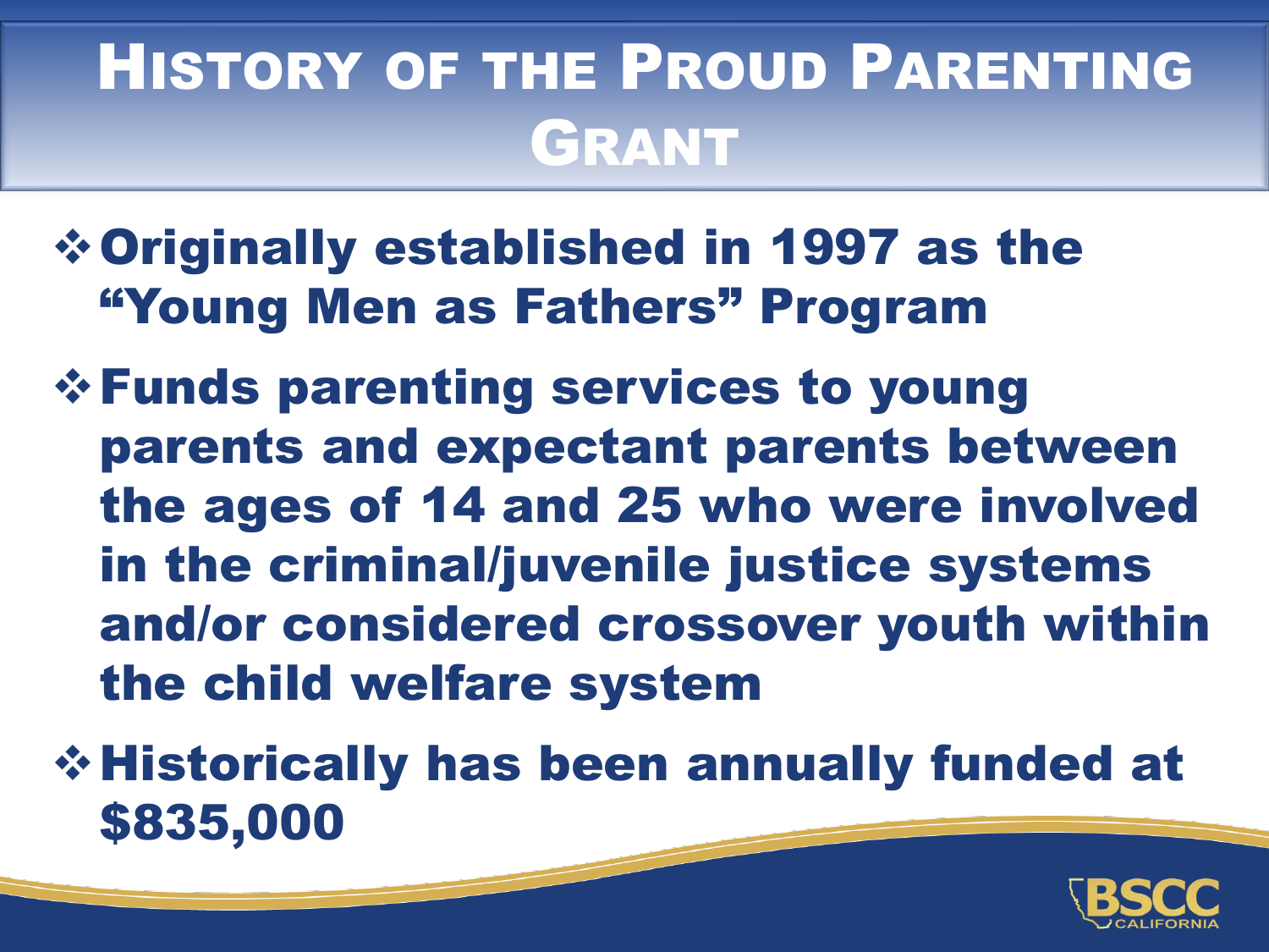# History of the Proud Parenting Grant

- Originally established in 1997 as the "Young Men as Fathers" Program
- Funds parenting services to young parents and expectant parents between the ages of 14 and 25 who were involved in the criminal/juvenile justice systems and/or considered crossover youth within the child welfare system
- Historically has been annually funded at $835,000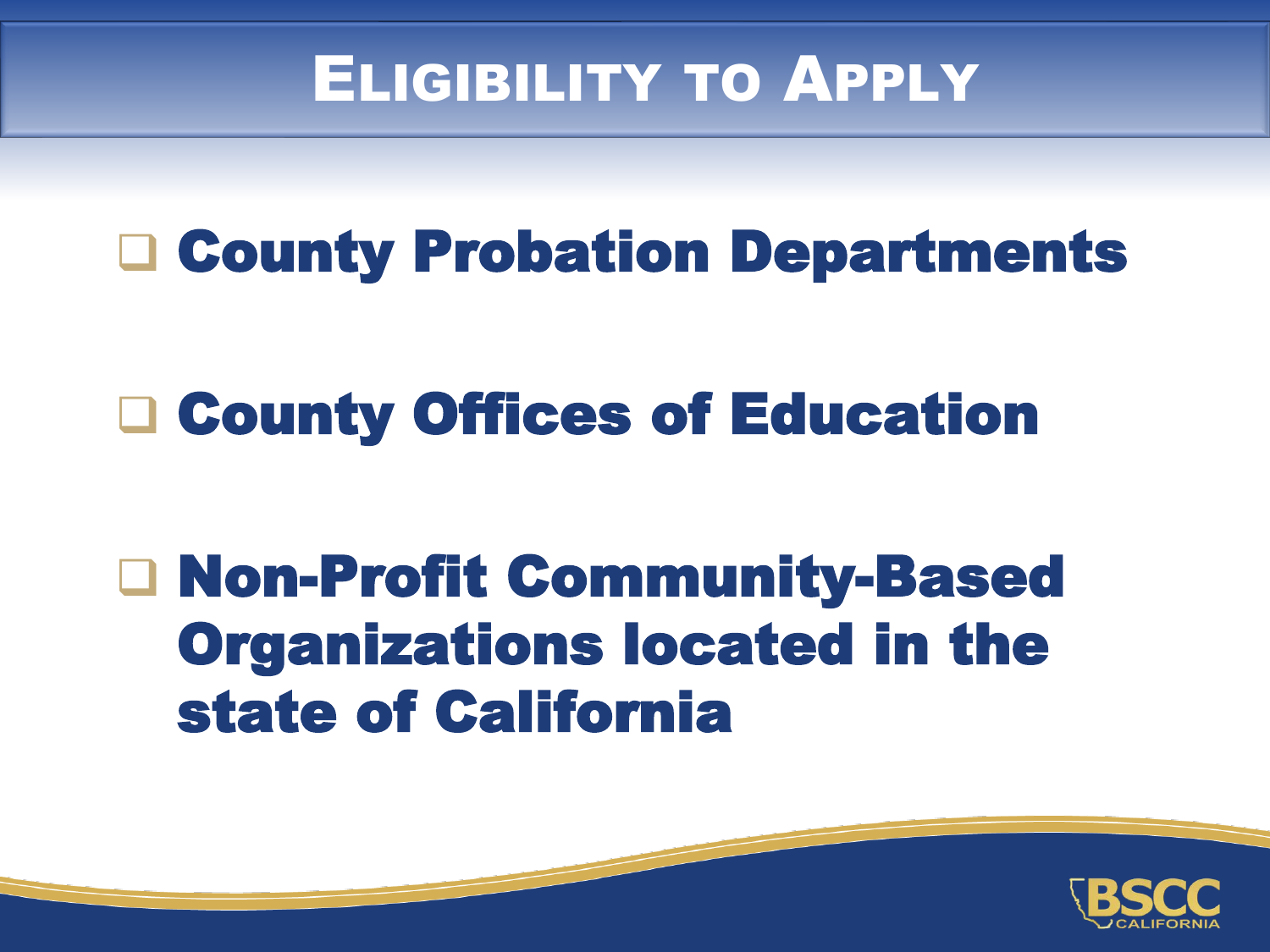# Eligibility to Apply

- County Probation Departments
- County Offices of Education
- Non-Profit Community-Based Organizations located in the state of California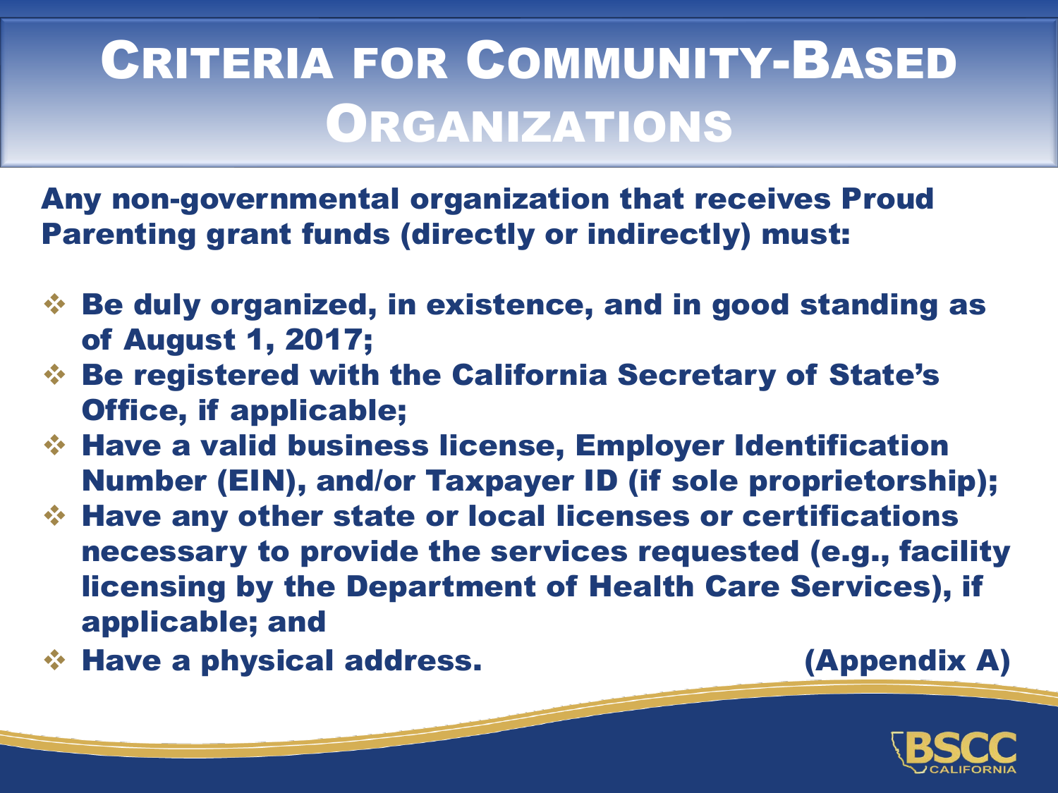# Criteria for Community-Based Organizations

**Any non-governmental organization that receives Proud Parenting grant funds (directly or indirectly) must:**

- **Be duly organized, in existence, and in good standing as of August 1, 2017;**
- **Be registered with the California Secretary of State's Office, if applicable;**
- **Have a valid business license, Employer Identification Number (EIN), and/or Taxpayer ID (if sole proprietorship);**
- **Have any other state or local licenses or certifications necessary to provide the services requested (e.g., facility licensing by the Department of Health Care Services), if applicable; and**
- **Have a physical address.**

**(Appendix A)**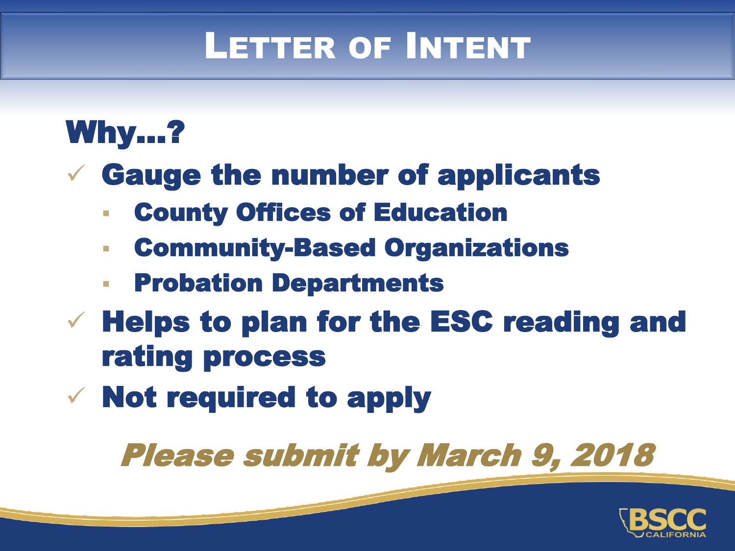# Letter of Intent

## Why...?

- ✓ Gauge the number of applicants
  - County Offices of Education
  - Community-Based Organizations
  - Probation Departments
- ✓ Helps to plan for the ESC reading and rating process
- ✓ Not required to apply

***Please submit by March 9, 2018***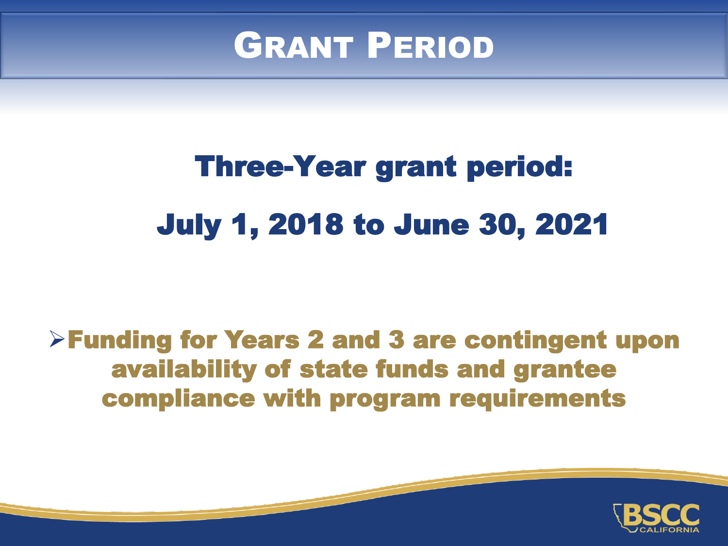# GRANT PERIOD

## Three-Year grant period:

## July 1, 2018 to June 30, 2021

- **Funding for Years 2 and 3 are contingent upon availability of state funds and grantee compliance with program requirements**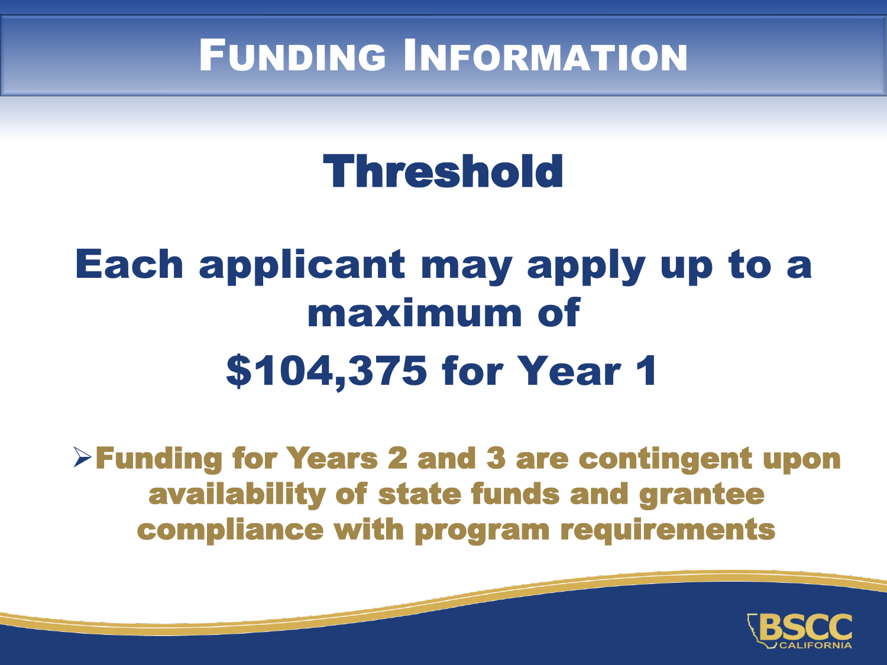# Funding Information

## Threshold

**Each applicant may apply up to a maximum of**

**$104,375 for Year 1**

- **Funding for Years 2 and 3 are contingent upon availability of state funds and grantee compliance with program requirements**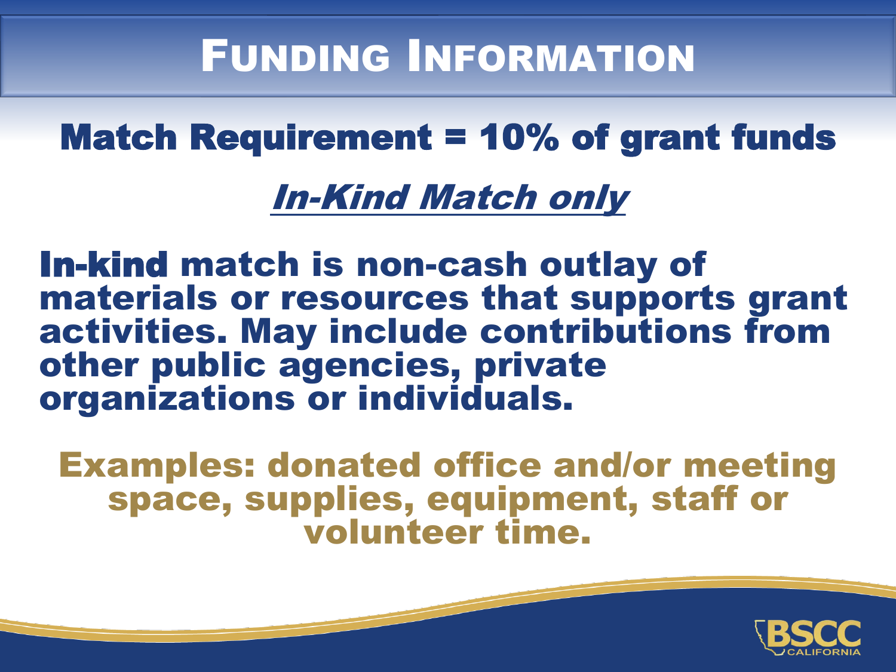# Funding Information

## Match Requirement = 10% of grant funds

***In-Kind Match only***

**In-kind match is non-cash outlay of materials or resources that supports grant activities. May include contributions from other public agencies, private organizations or individuals.**

**Examples: donated office and/or meeting space, supplies, equipment, staff or volunteer time.**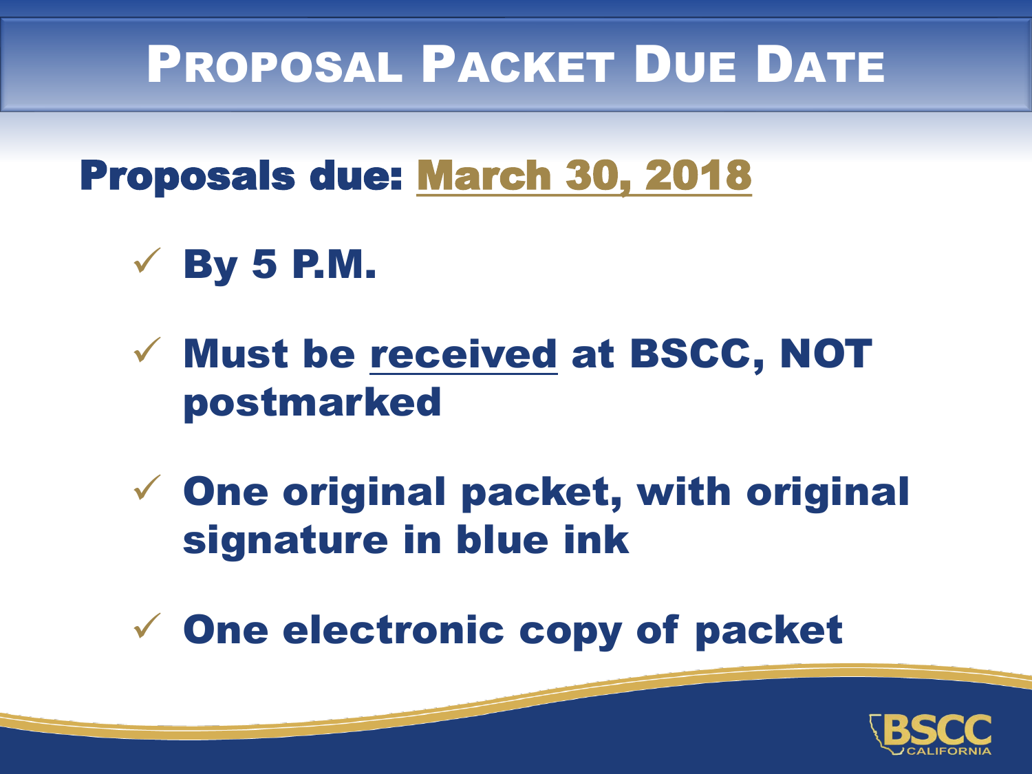# Proposal Packet Due Date

**Proposals due: <u>March 30, 2018</u>**

- ✓ By 5 P.M.
- ✓ Must be <u>received</u> at BSCC, NOT postmarked
- ✓ One original packet, with original signature in blue ink
- ✓ One electronic copy of packet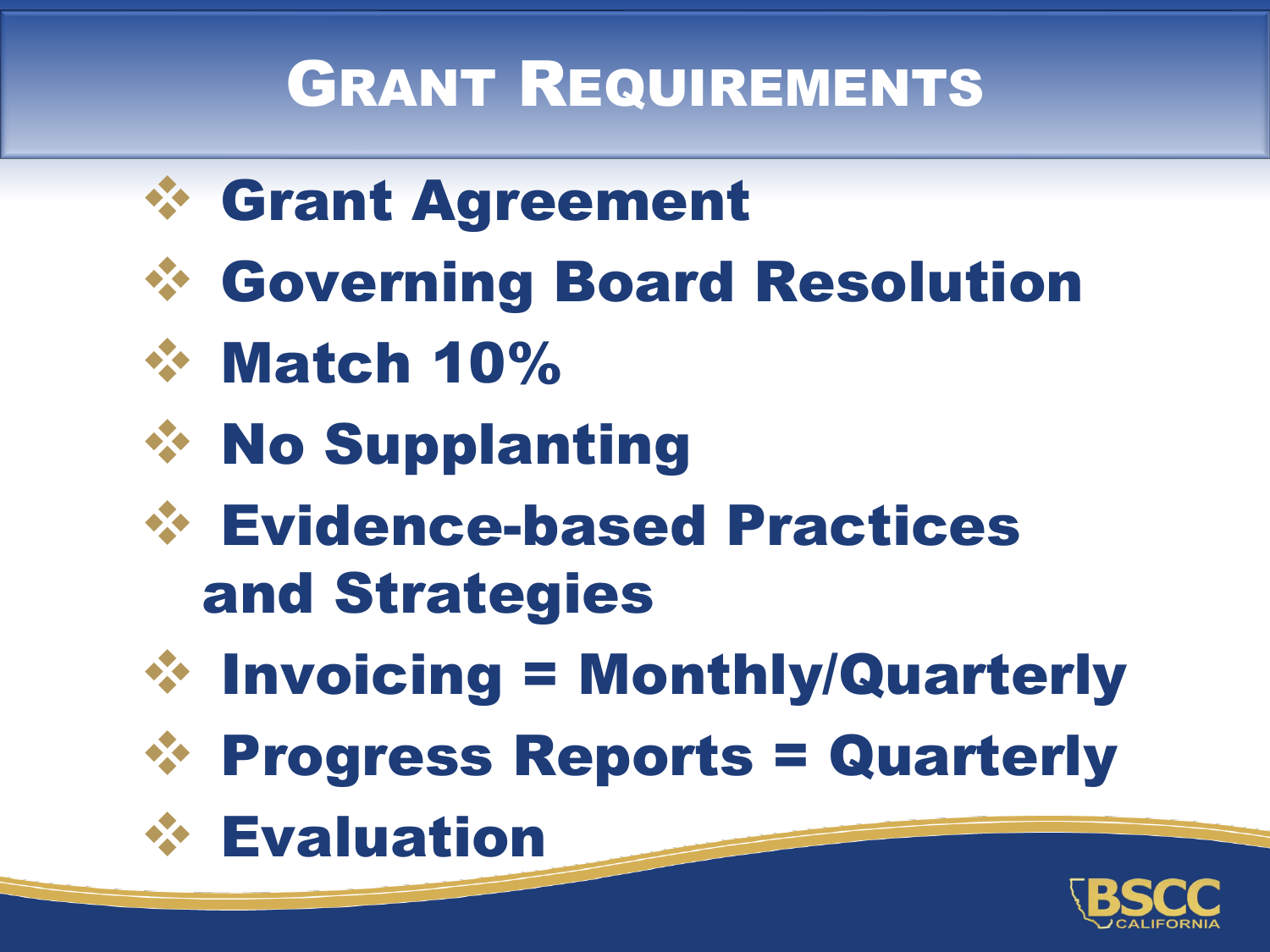# Grant Requirements

- Grant Agreement
- Governing Board Resolution
- Match 10%
- No Supplanting
- Evidence-based Practices and Strategies
- Invoicing = Monthly/Quarterly
- Progress Reports = Quarterly
- Evaluation

BSCC CALIFORNIA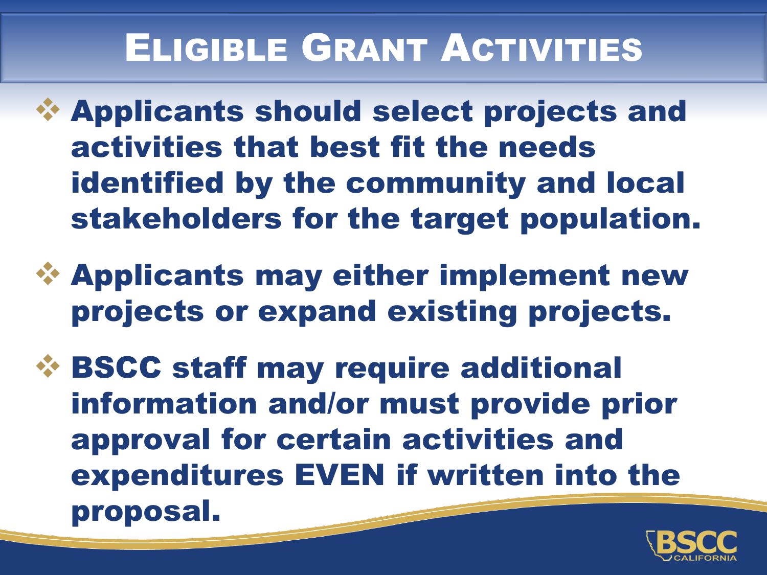# Eligible Grant Activities

- Applicants should select projects and activities that best fit the needs identified by the community and local stakeholders for the target population.
- Applicants may either implement new projects or expand existing projects.
- BSCC staff may require additional information and/or must provide prior approval for certain activities and expenditures EVEN if written into the proposal.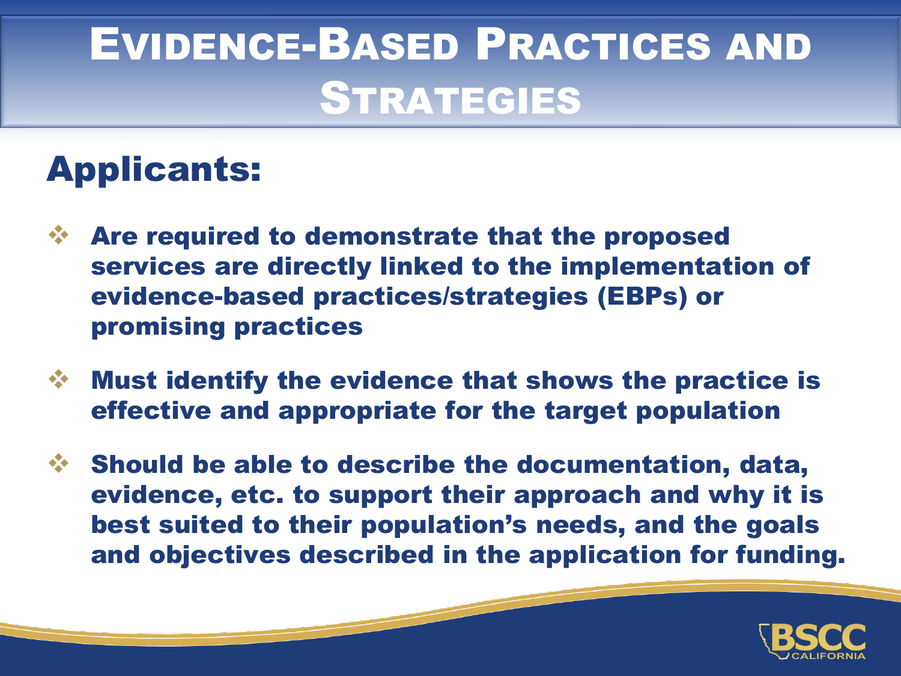# Evidence-Based Practices and Strategies

## Applicants:

- Are required to demonstrate that the proposed services are directly linked to the implementation of evidence-based practices/strategies (EBPs) or promising practices
- Must identify the evidence that shows the practice is effective and appropriate for the target population
- Should be able to describe the documentation, data, evidence, etc. to support their approach and why it is best suited to their population's needs, and the goals and objectives described in the application for funding.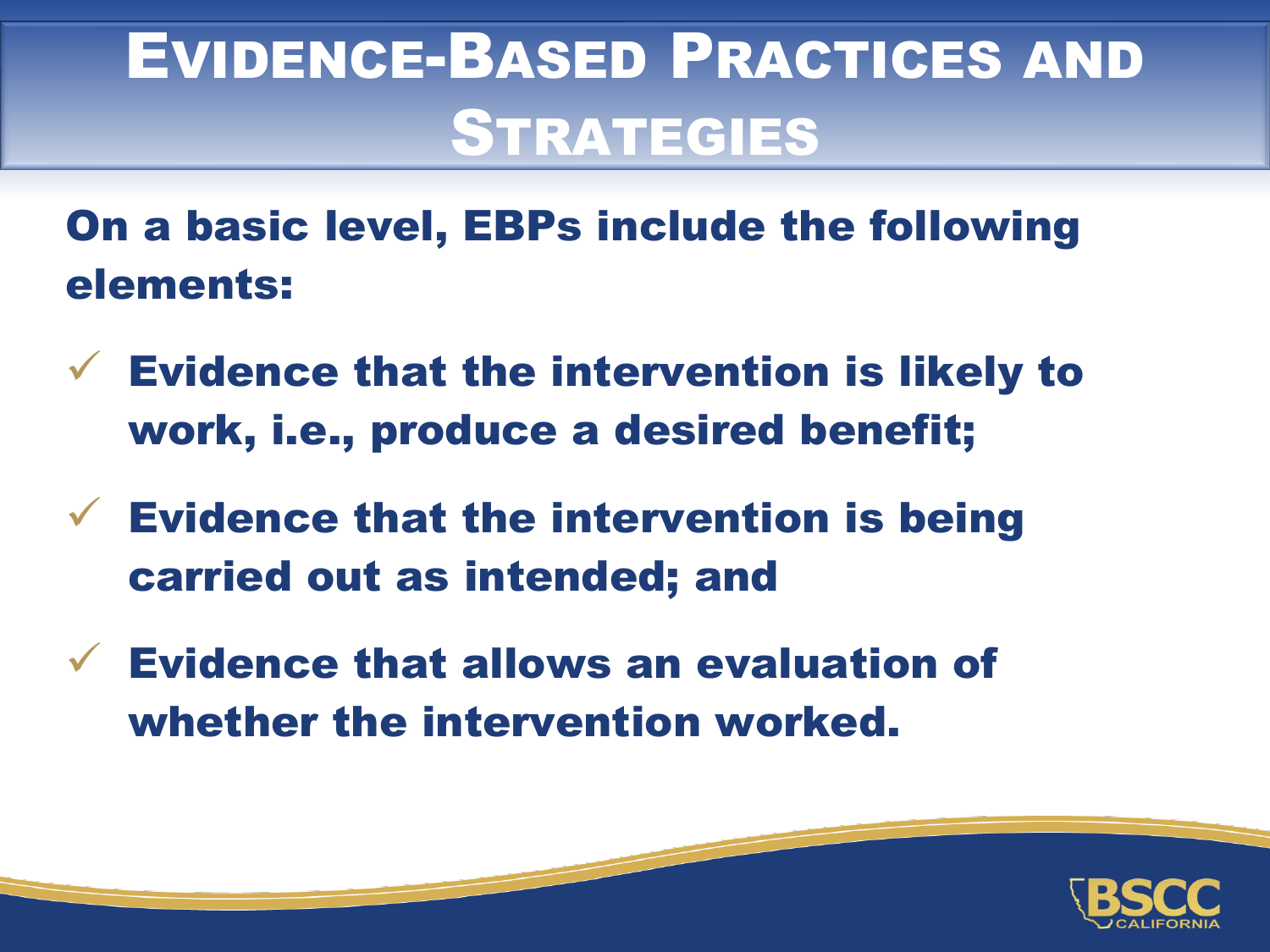# Evidence-Based Practices and Strategies

**On a basic level, EBPs include the following elements:**

- ✓ **Evidence that the intervention is likely to work, i.e., produce a desired benefit;**
- ✓ **Evidence that the intervention is being carried out as intended; and**
- ✓ **Evidence that allows an evaluation of whether the intervention worked.**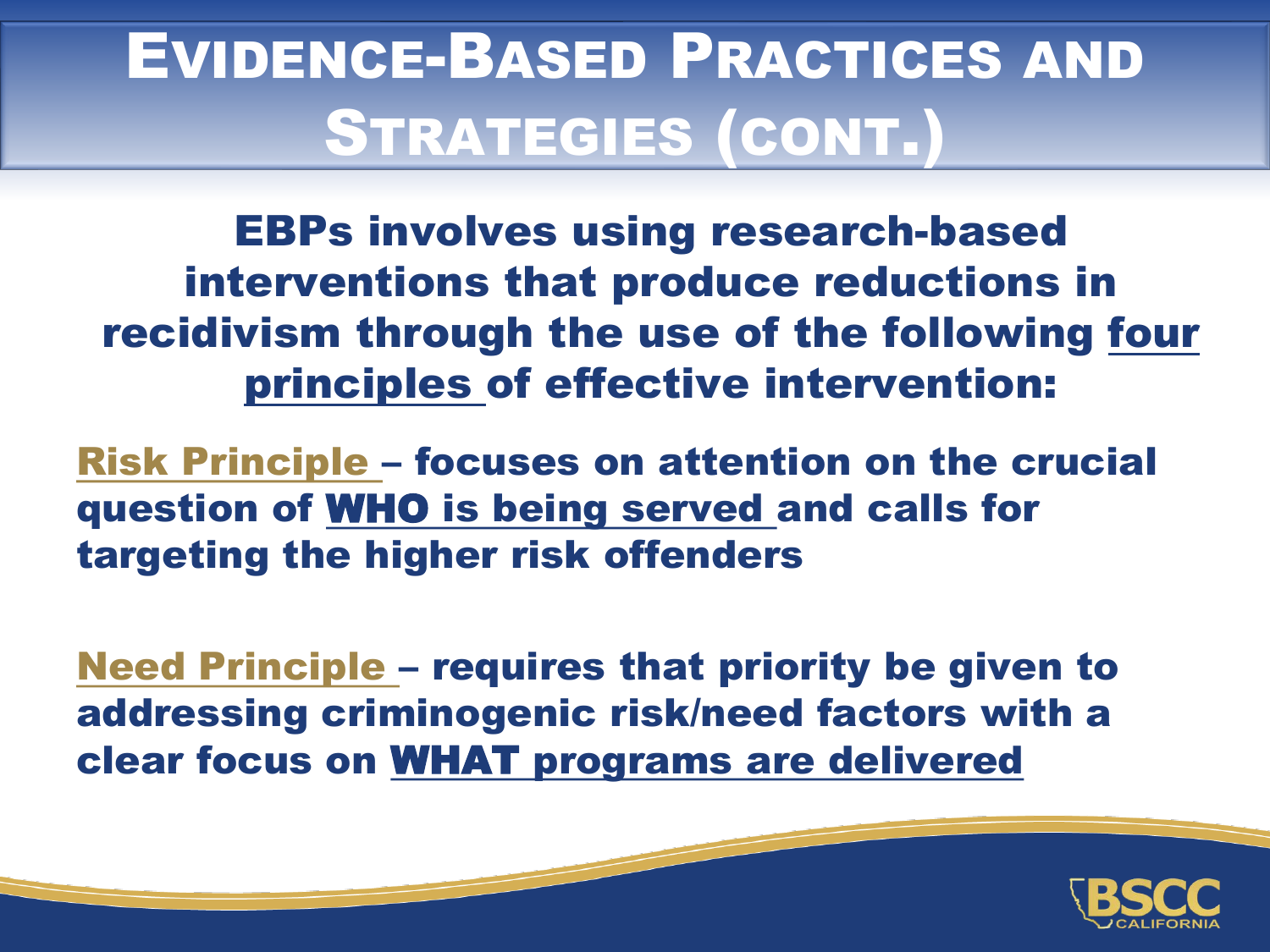# Evidence-Based Practices and Strategies (cont.)

**EBPs involves using research-based interventions that produce reductions in recidivism through the use of the following four principles of effective intervention:**

**Risk Principle – focuses on attention on the crucial question of WHO is being served and calls for targeting the higher risk offenders**

**Need Principle – requires that priority be given to addressing criminogenic risk/need factors with a clear focus on WHAT programs are delivered**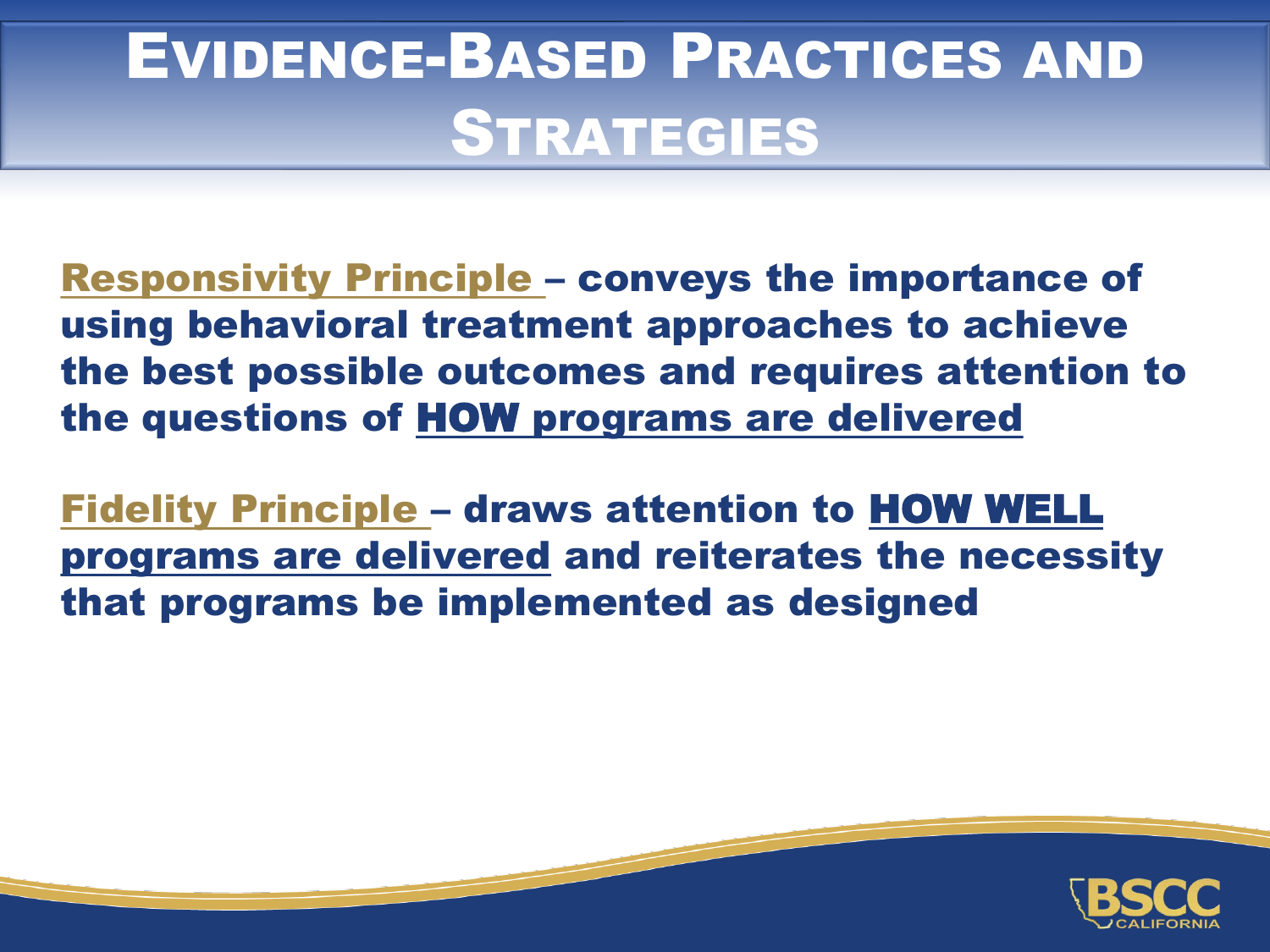# Evidence-Based Practices and Strategies

**Responsivity Principle** – conveys the importance of using behavioral treatment approaches to achieve the best possible outcomes and requires attention to the questions of **HOW programs are delivered**

**Fidelity Principle** – draws attention to **HOW WELL programs are delivered** and reiterates the necessity that programs be implemented as designed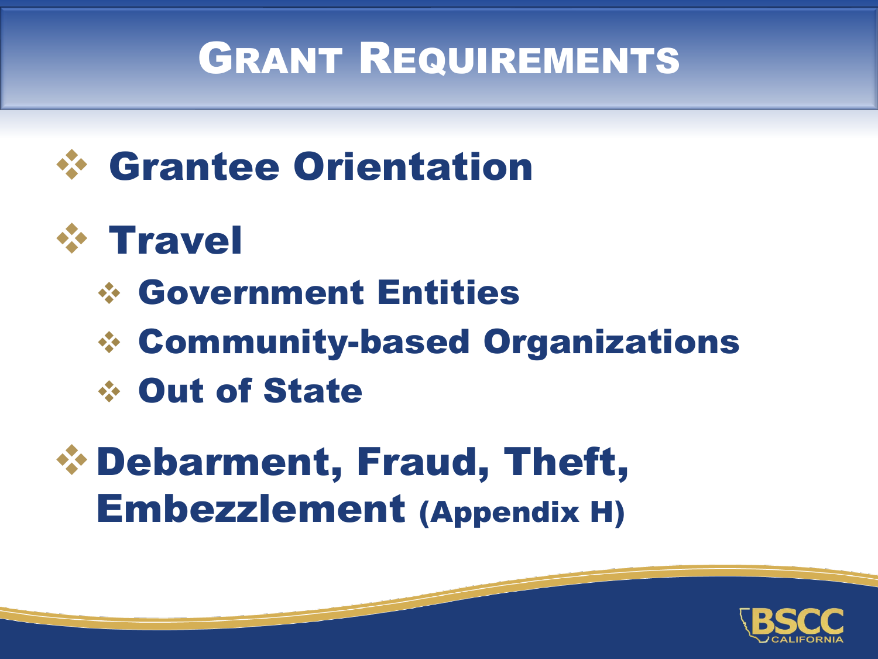# Grant Requirements

- **Grantee Orientation**
- **Travel**
  - **Government Entities**
  - **Community-based Organizations**
  - **Out of State**
- **Debarment, Fraud, Theft, Embezzlement** (Appendix H)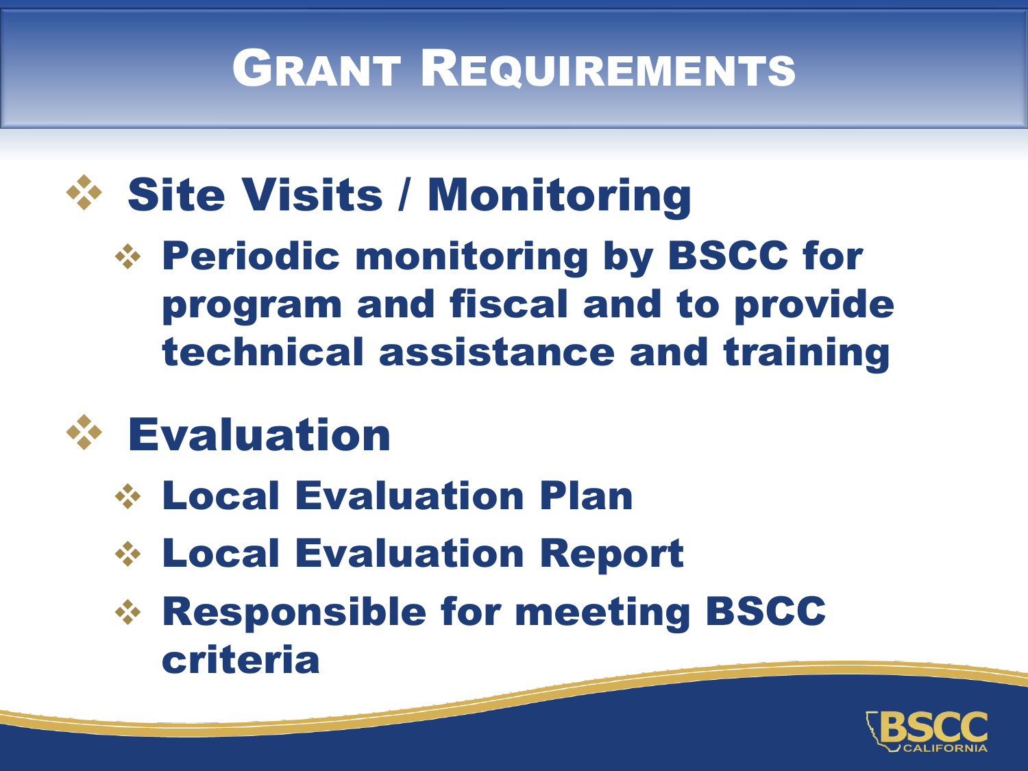# Grant Requirements

- **Site Visits / Monitoring**
  - **Periodic monitoring by BSCC for program and fiscal and to provide technical assistance and training**
- **Evaluation**
  - **Local Evaluation Plan**
  - **Local Evaluation Report**
  - **Responsible for meeting BSCC criteria**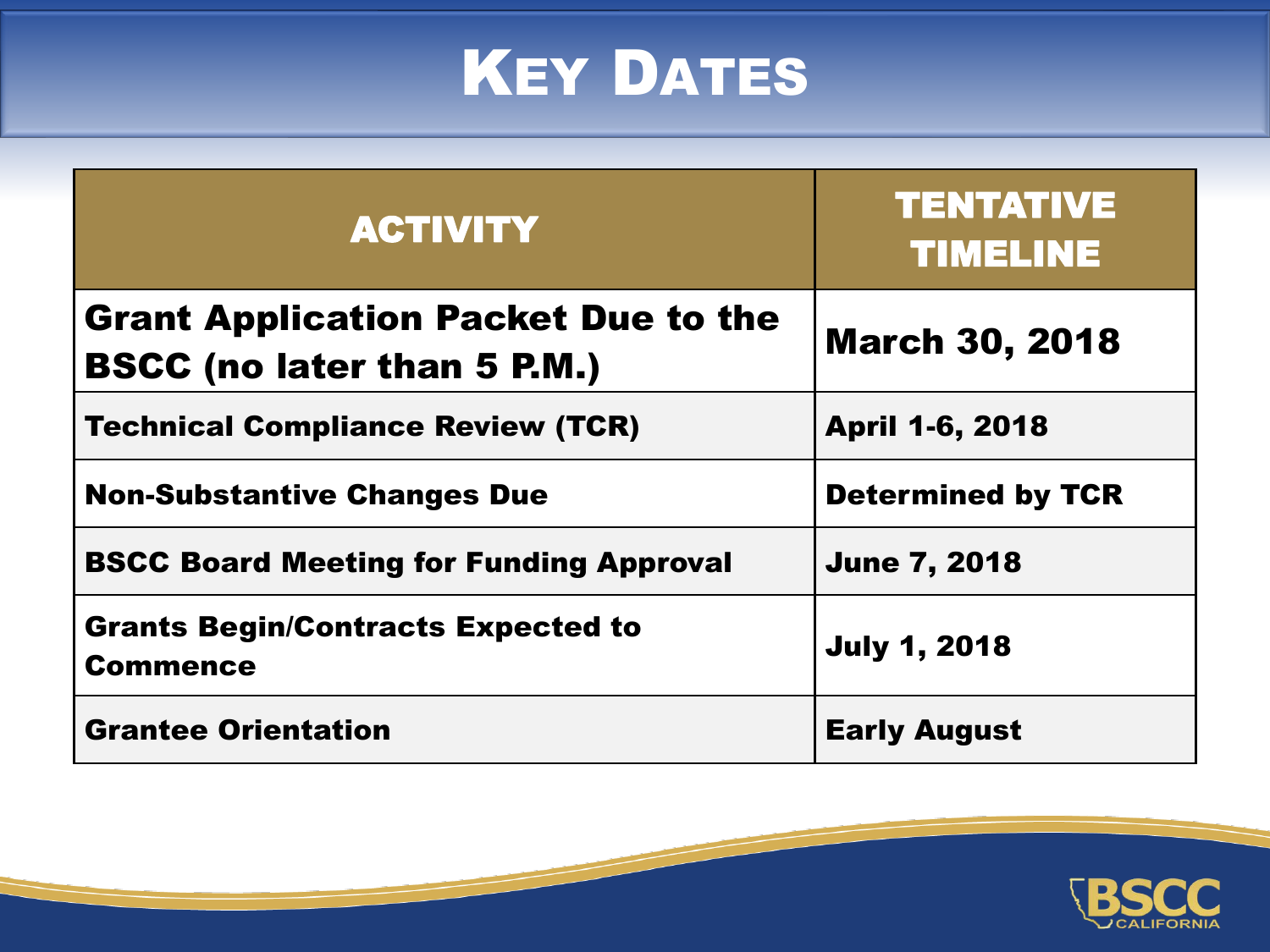# Key Dates

| ACTIVITY | TENTATIVE TIMELINE |
| --- | --- |
| **Grant Application Packet Due to the BSCC (no later than 5 P.M.)** | **March 30, 2018** |
| **Technical Compliance Review (TCR)** | **April 1-6, 2018** |
| **Non-Substantive Changes Due** | **Determined by TCR** |
| **BSCC Board Meeting for Funding Approval** | **June 7, 2018** |
| **Grants Begin/Contracts Expected to Commence** | **July 1, 2018** |
| **Grantee Orientation** | **Early August** |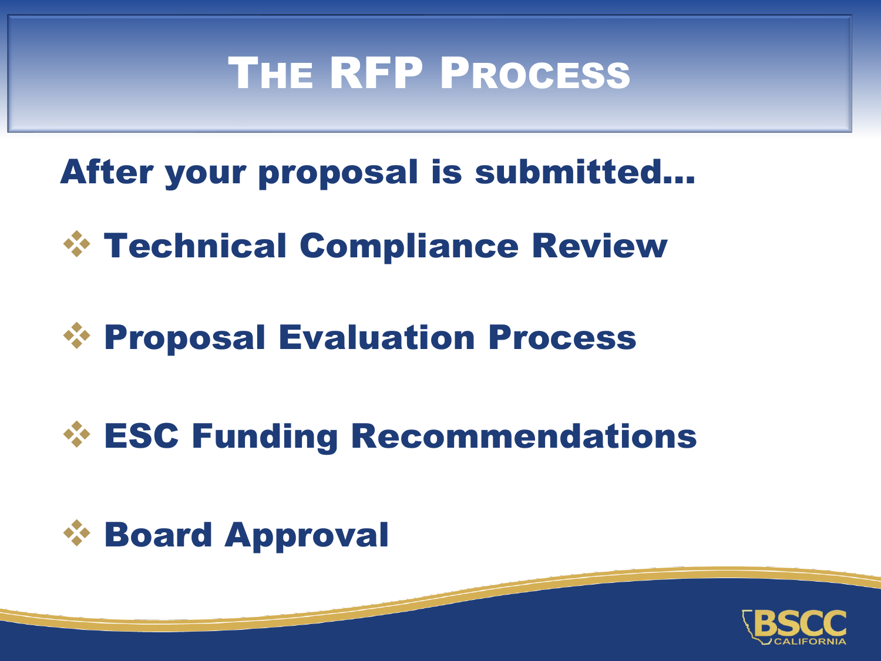# The RFP Process

**After your proposal is submitted…**

- **Technical Compliance Review**
- **Proposal Evaluation Process**
- **ESC Funding Recommendations**
- **Board Approval**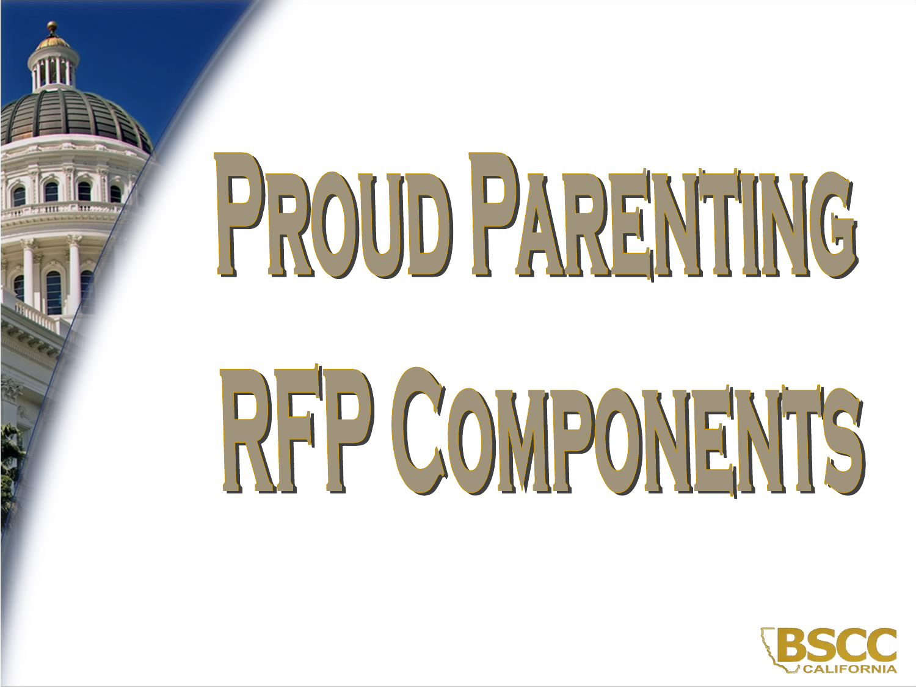# Proud Parenting RFP Components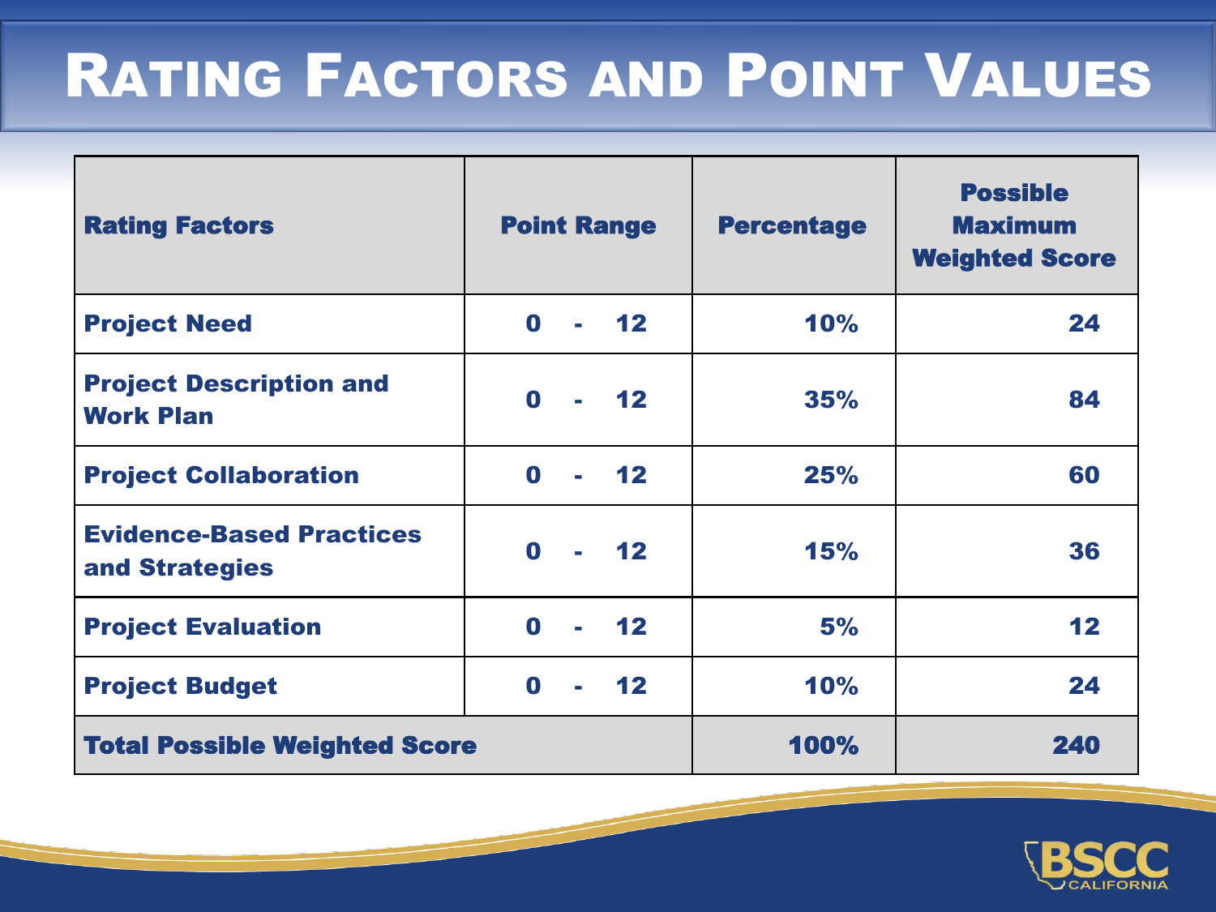# Rating Factors and Point Values

| Rating Factors | Point Range | Percentage | Possible Maximum Weighted Score |
|---|---|---|---|
| Project Need | 0 - 12 | 10% | 24 |
| Project Description and Work Plan | 0 - 12 | 35% | 84 |
| Project Collaboration | 0 - 12 | 25% | 60 |
| Evidence-Based Practices and Strategies | 0 - 12 | 15% | 36 |
| Project Evaluation | 0 - 12 | 5% | 12 |
| Project Budget | 0 - 12 | 10% | 24 |
| Total Possible Weighted Score | | 100% | 240 |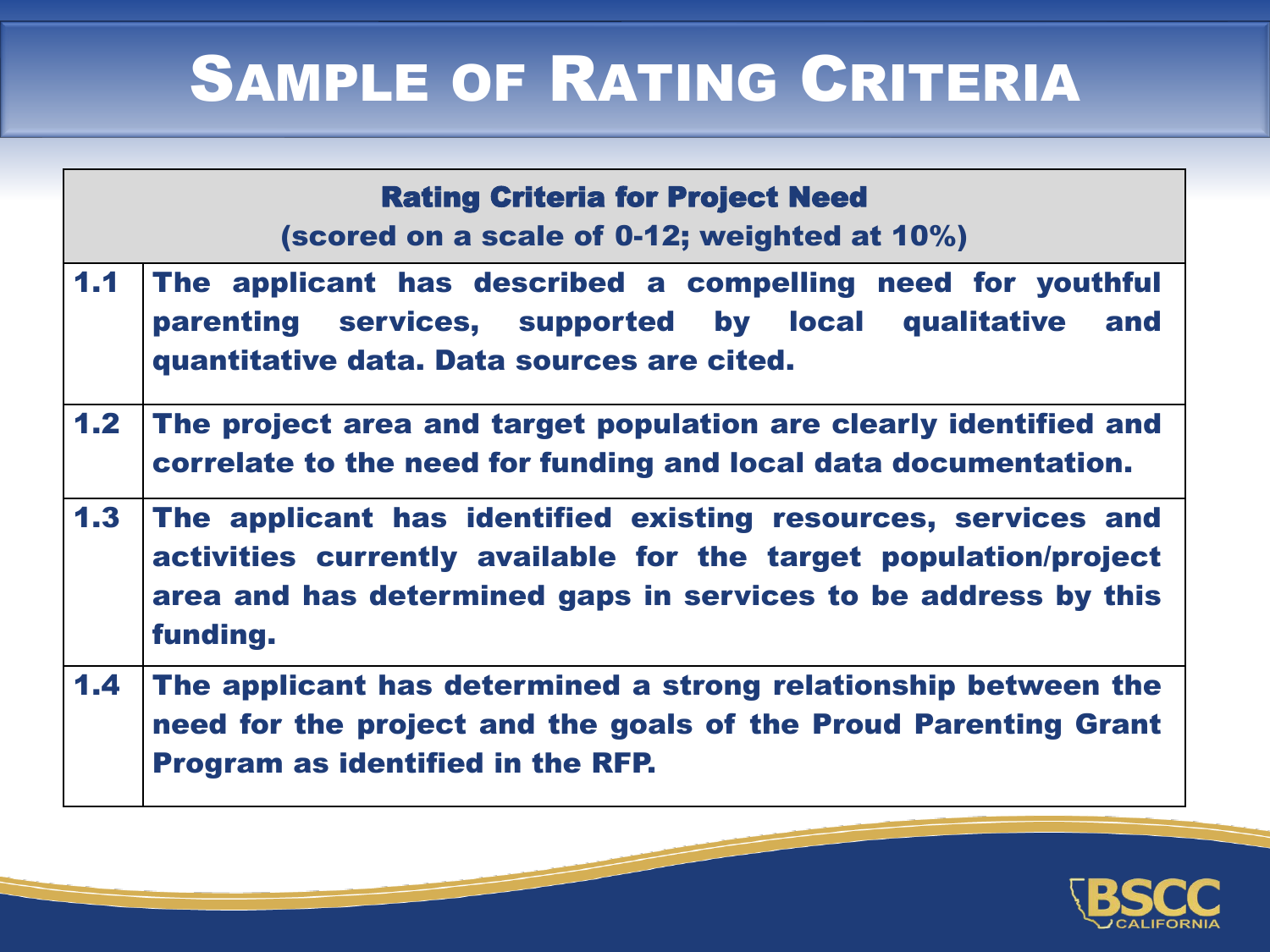# Sample of Rating Criteria

| Rating Criteria for Project Need (scored on a scale of 0-12; weighted at 10%) | |
|---|---|
| 1.1 | The applicant has described a compelling need for youthful parenting services, supported by local qualitative and quantitative data. Data sources are cited. |
| 1.2 | The project area and target population are clearly identified and correlate to the need for funding and local data documentation. |
| 1.3 | The applicant has identified existing resources, services and activities currently available for the target population/project area and has determined gaps in services to be address by this funding. |
| 1.4 | The applicant has determined a strong relationship between the need for the project and the goals of the Proud Parenting Grant Program as identified in the RFP. |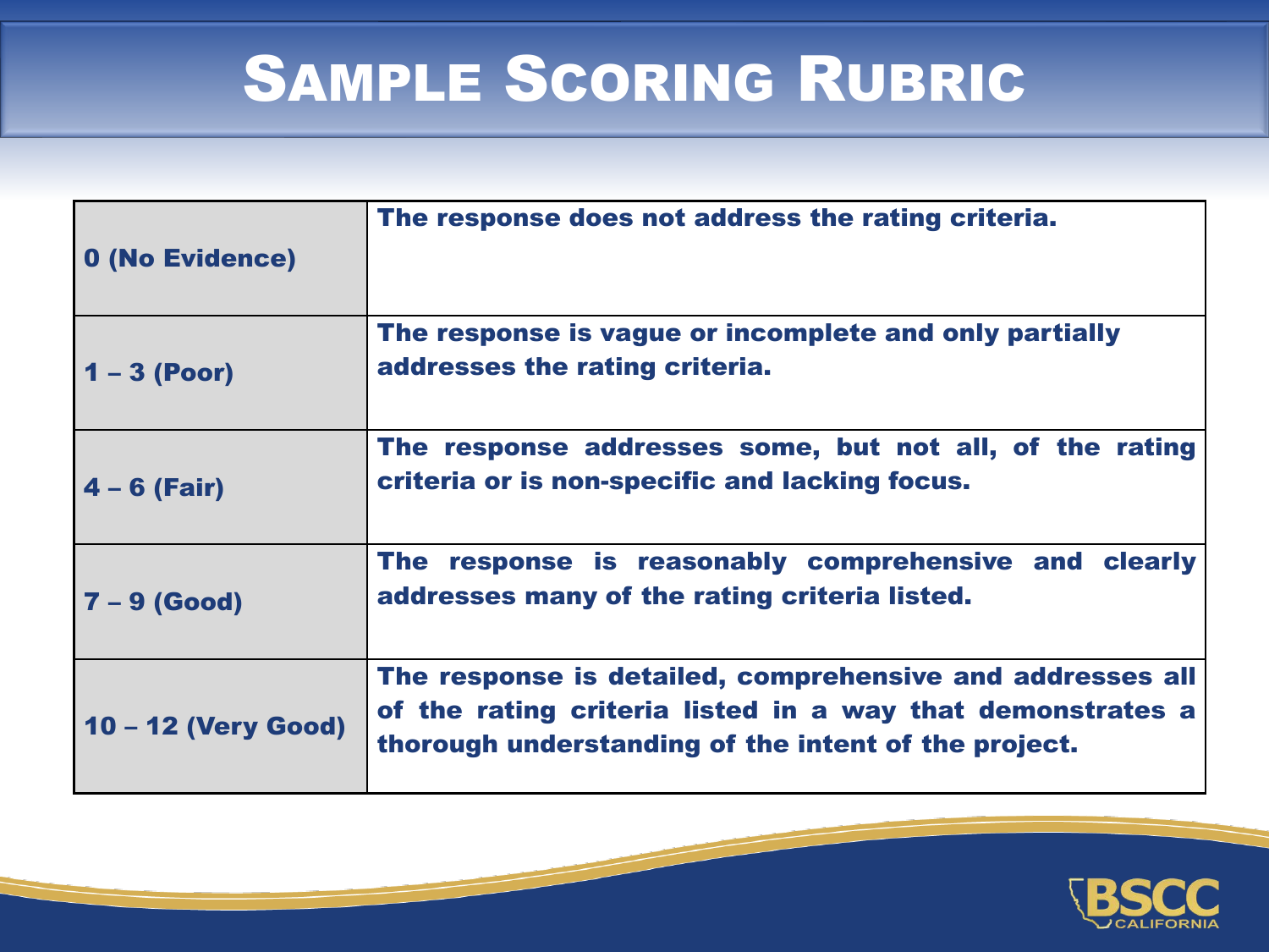# Sample Scoring Rubric

| | |
|---|---|
| **0 (No Evidence)** | **The response does not address the rating criteria.** |
| **1 – 3 (Poor)** | **The response is vague or incomplete and only partially addresses the rating criteria.** |
| **4 – 6 (Fair)** | **The response addresses some, but not all, of the rating criteria or is non-specific and lacking focus.** |
| **7 – 9 (Good)** | **The response is reasonably comprehensive and clearly addresses many of the rating criteria listed.** |
| **10 – 12 (Very Good)** | **The response is detailed, comprehensive and addresses all of the rating criteria listed in a way that demonstrates a thorough understanding of the intent of the project.** |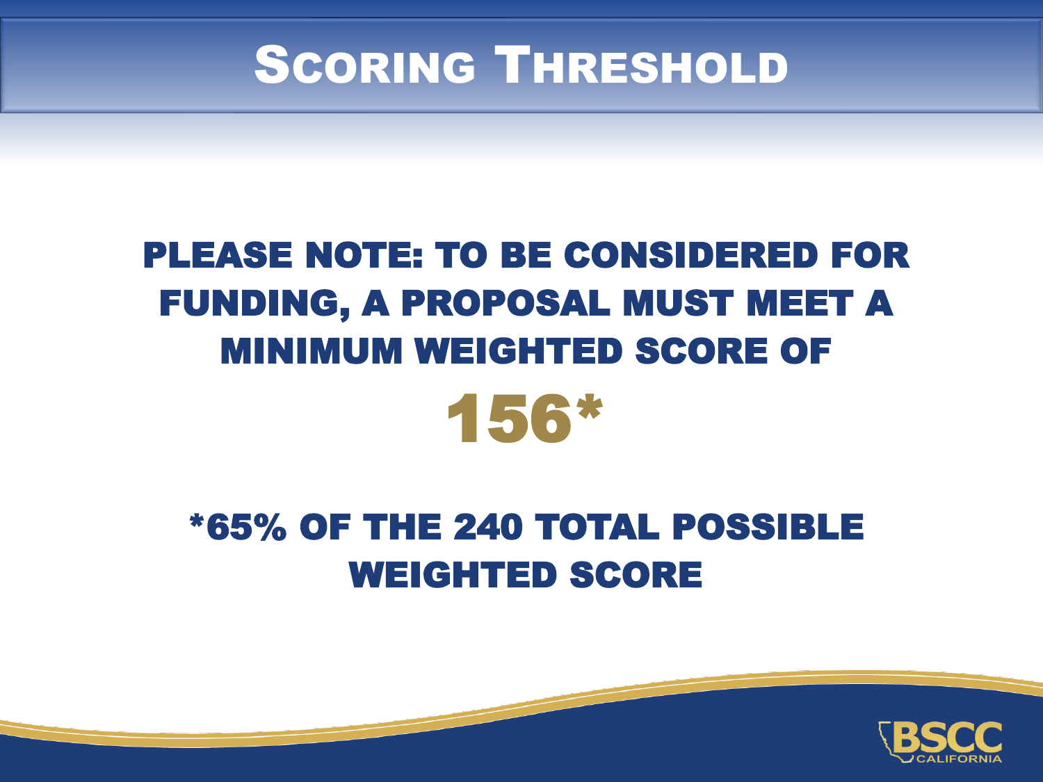# Scoring Threshold

**PLEASE NOTE: TO BE CONSIDERED FOR FUNDING, A PROPOSAL MUST MEET A MINIMUM WEIGHTED SCORE OF**

**156***

**\*65% OF THE 240 TOTAL POSSIBLE WEIGHTED SCORE**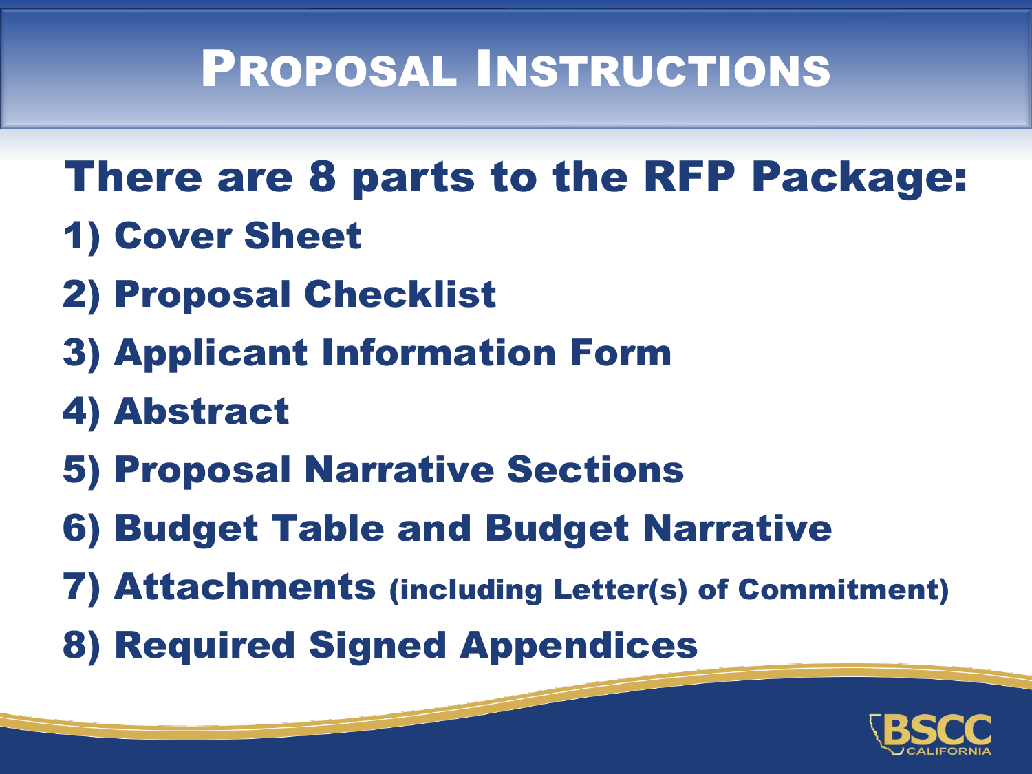# Proposal Instructions

## There are 8 parts to the RFP Package:

1) Cover Sheet
2) Proposal Checklist
3) Applicant Information Form
4) Abstract
5) Proposal Narrative Sections
6) Budget Table and Budget Narrative
7) Attachments (including Letter(s) of Commitment)
8) Required Signed Appendices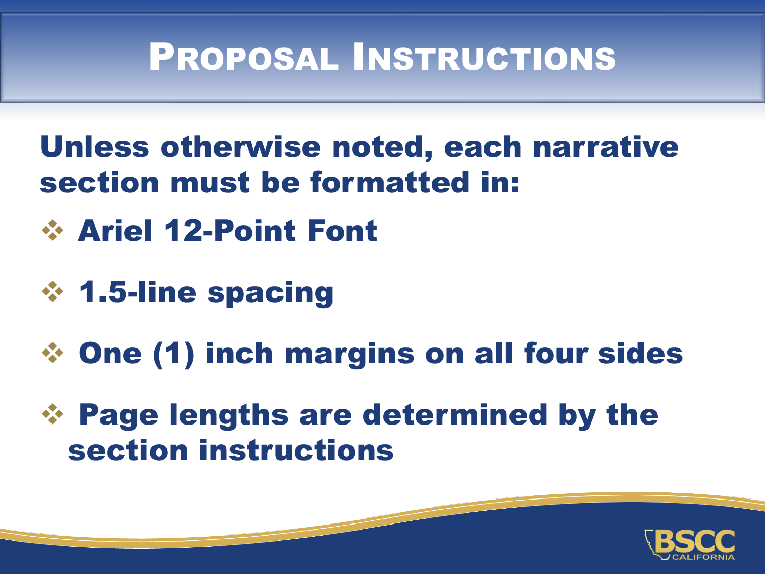# Proposal Instructions

**Unless otherwise noted, each narrative section must be formatted in:**

- **Ariel 12-Point Font**
- **1.5-line spacing**
- **One (1) inch margins on all four sides**
- **Page lengths are determined by the section instructions**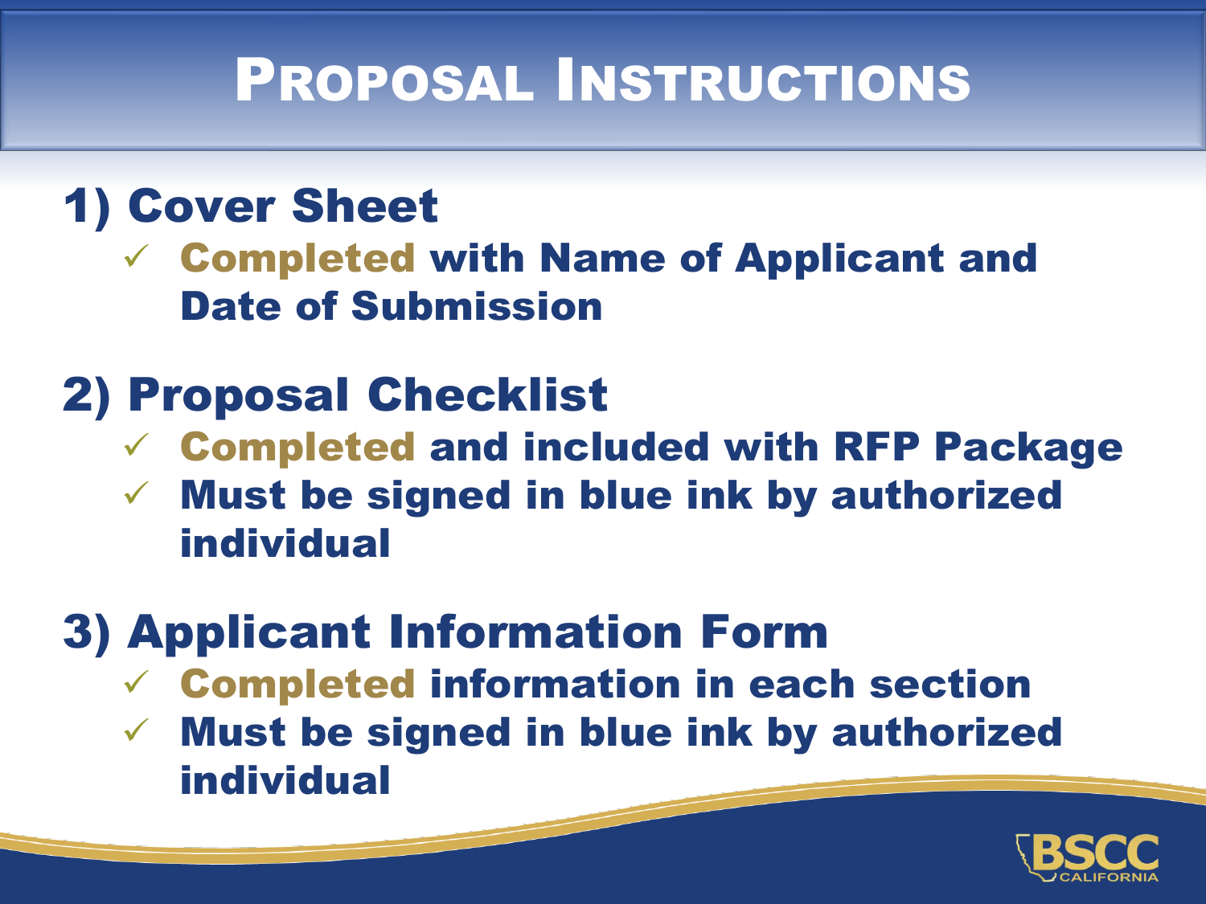# Proposal Instructions

## 1) Cover Sheet

- ✓ **Completed** with Name of Applicant and Date of Submission

## 2) Proposal Checklist

- ✓ **Completed** and included with RFP Package
- ✓ Must be signed in blue ink by authorized individual

## 3) Applicant Information Form

- ✓ **Completed** information in each section
- ✓ Must be signed in blue ink by authorized individual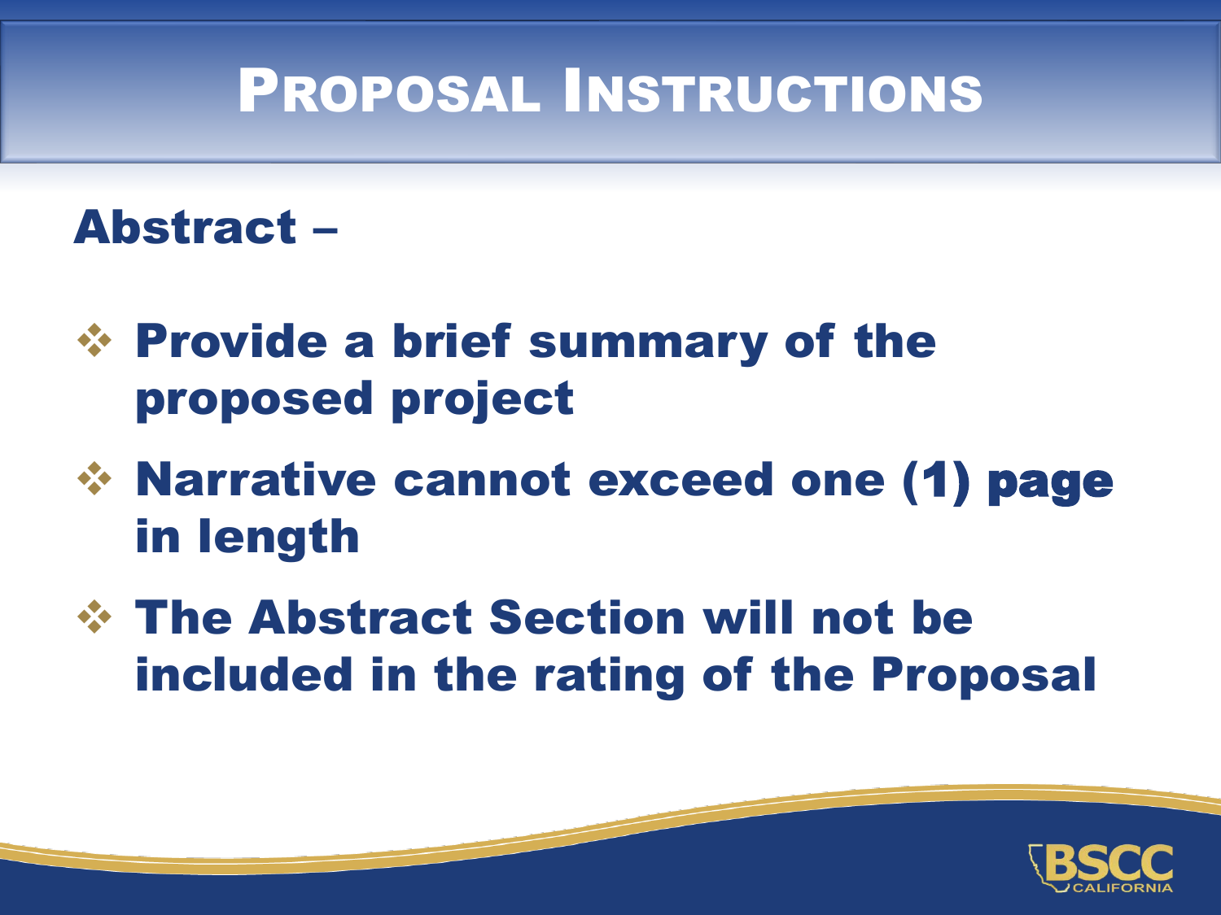# Proposal Instructions

## Abstract –

- Provide a brief summary of the proposed project
- Narrative cannot exceed one (1) page in length
- The Abstract Section will not be included in the rating of the Proposal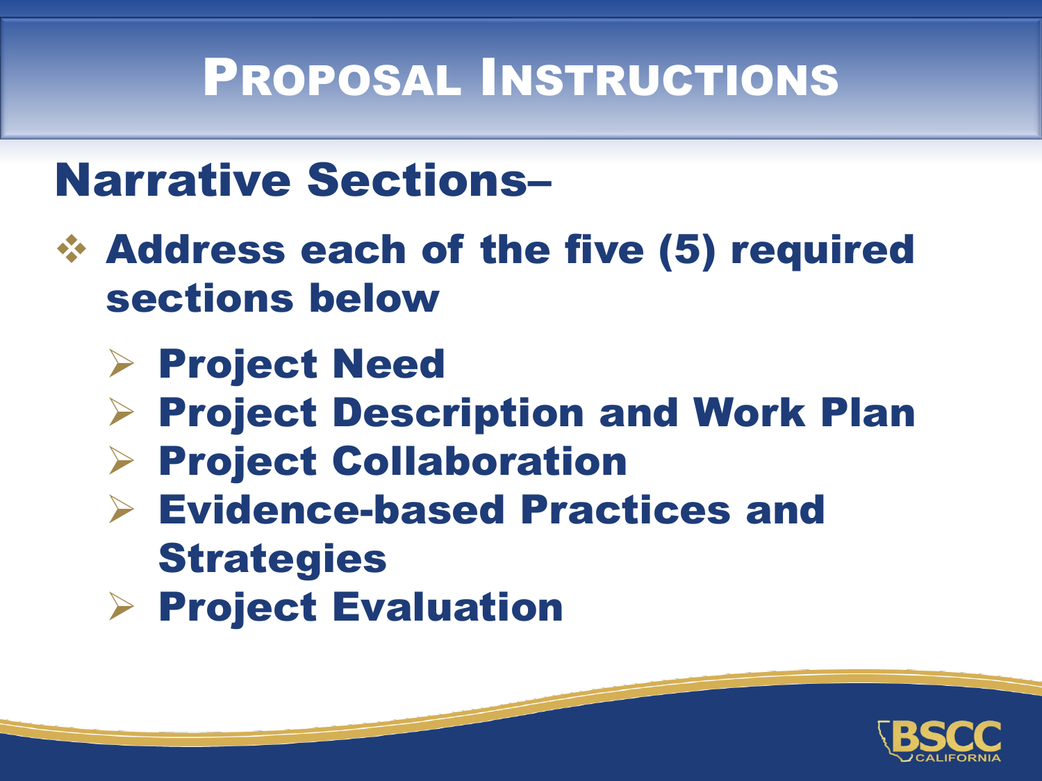# Proposal Instructions

## Narrative Sections–

- Address each of the five (5) required sections below
  - Project Need
  - Project Description and Work Plan
  - Project Collaboration
  - Evidence-based Practices and Strategies
  - Project Evaluation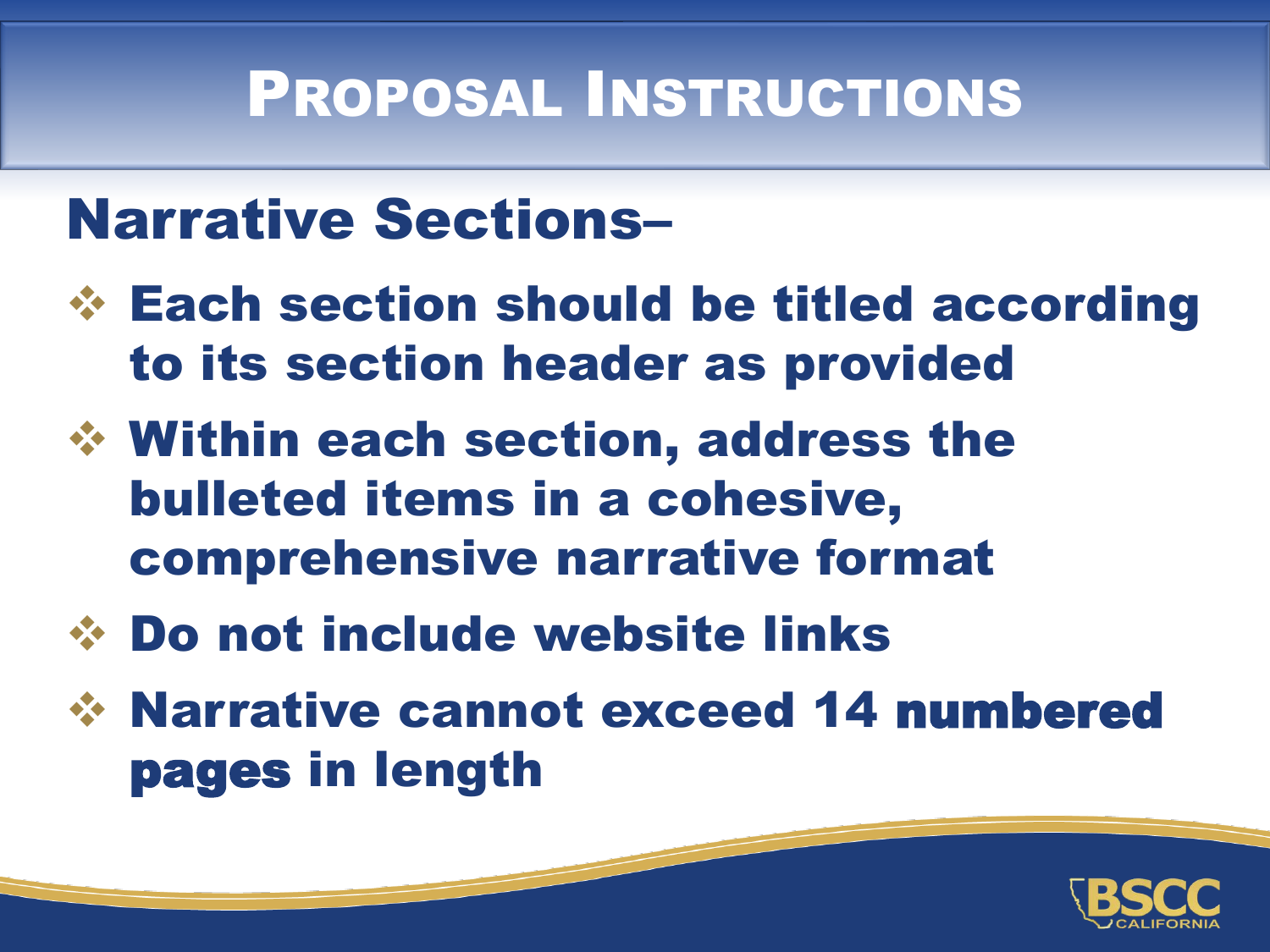# Proposal Instructions

## Narrative Sections–

- Each section should be titled according to its section header as provided
- Within each section, address the bulleted items in a cohesive, comprehensive narrative format
- Do not include website links
- Narrative cannot exceed 14 numbered pages in length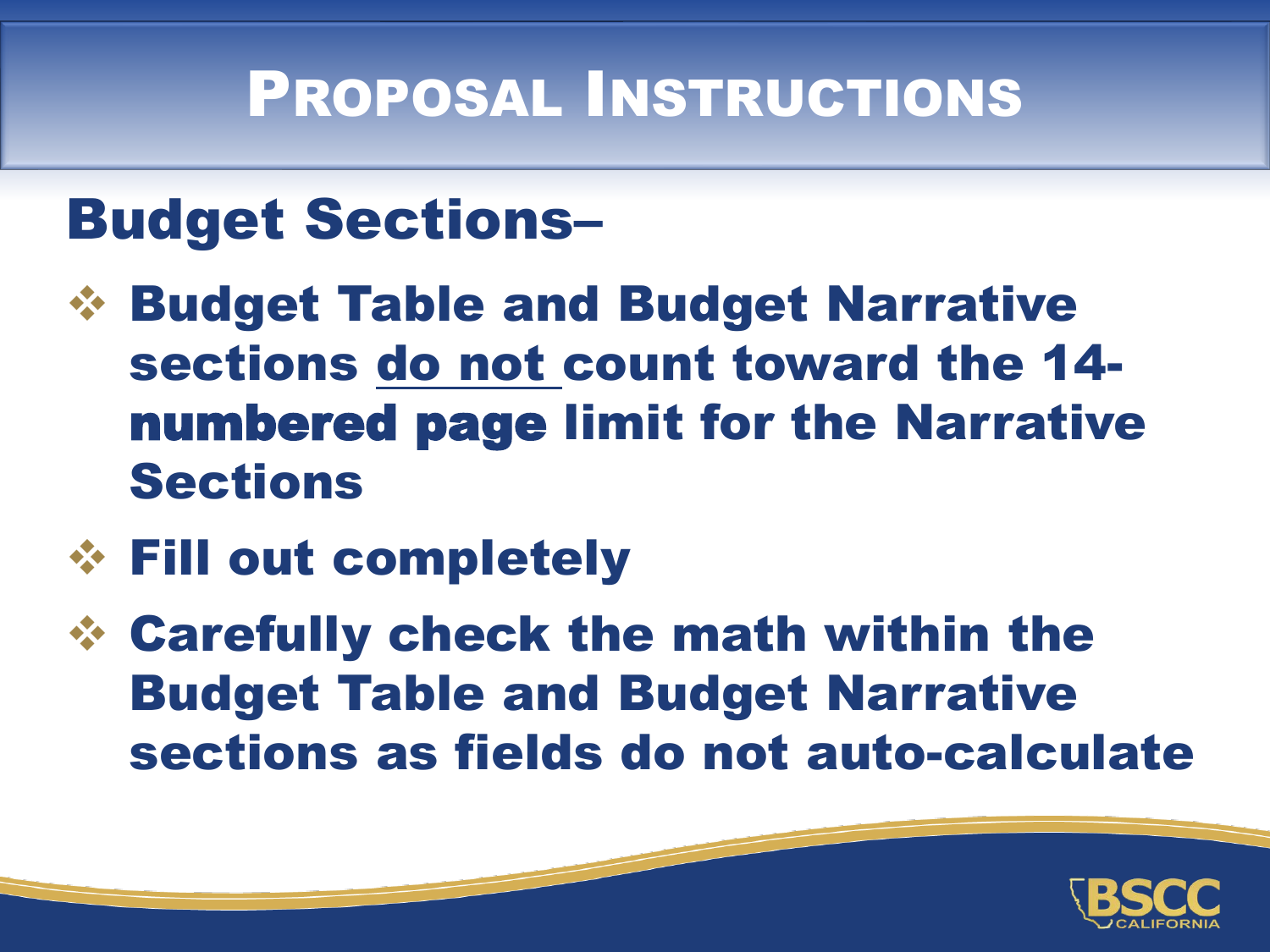# Proposal Instructions

## Budget Sections–

- **Budget Table and Budget Narrative sections <u>do not</u> count toward the 14-numbered page limit for the Narrative Sections**
- **Fill out completely**
- **Carefully check the math within the Budget Table and Budget Narrative sections as fields do not auto-calculate**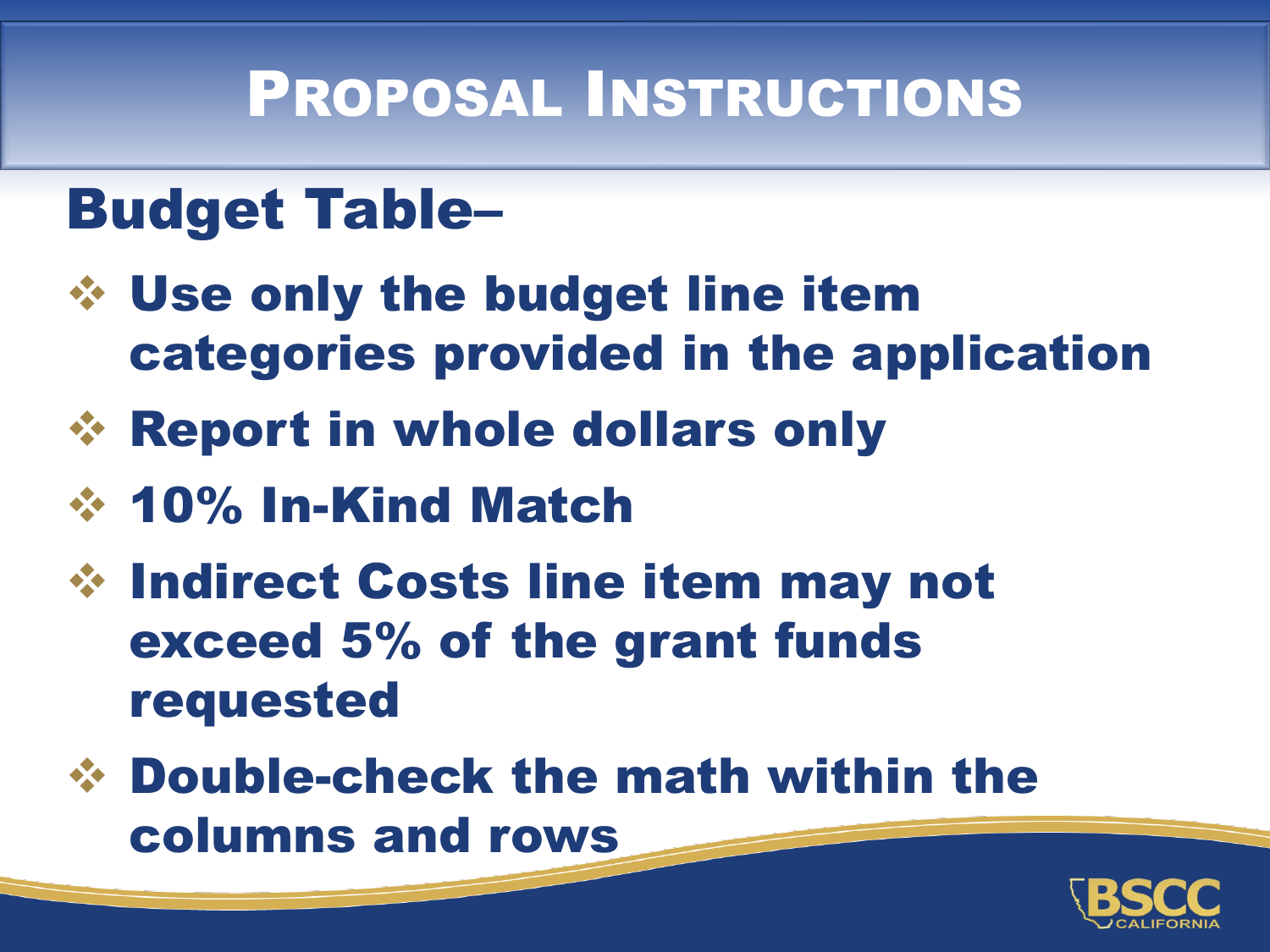# Proposal Instructions

## Budget Table–

- Use only the budget line item categories provided in the application
- Report in whole dollars only
- 10% In-Kind Match
- Indirect Costs line item may not exceed 5% of the grant funds requested
- Double-check the math within the columns and rows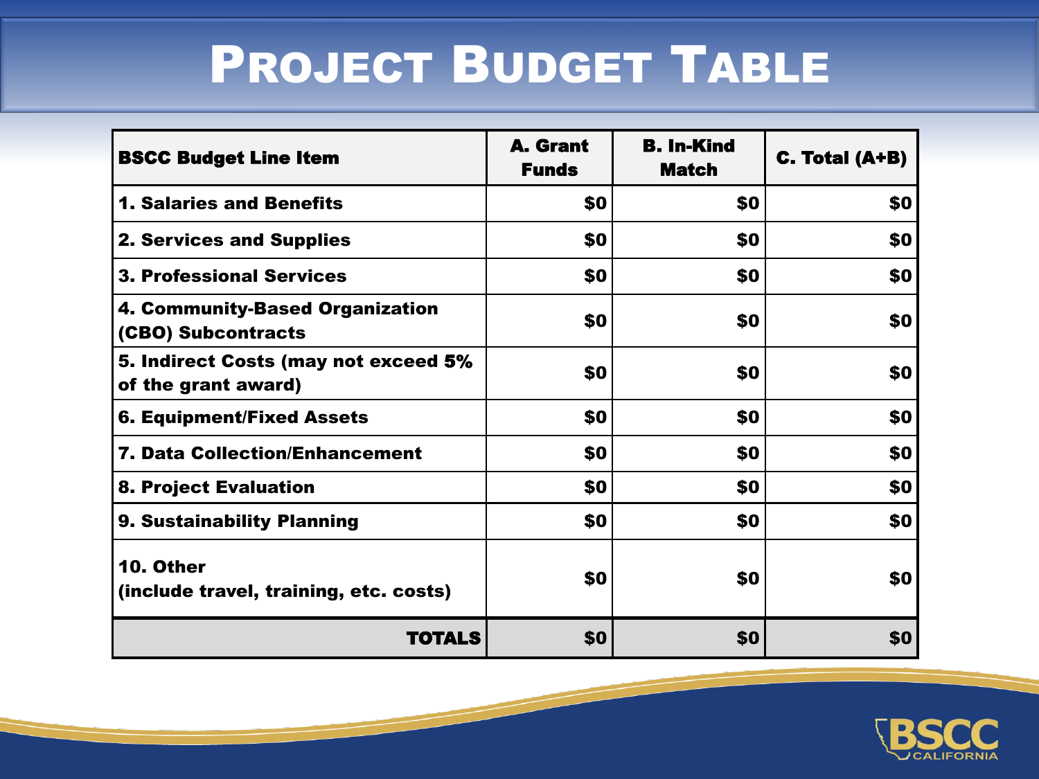# Project Budget Table

| BSCC Budget Line Item | A. Grant Funds | B. In-Kind Match | C. Total (A+B) |
|---|---|---|---|
| 1. Salaries and Benefits | $0 | $0 | $0 |
| 2. Services and Supplies | $0 | $0 | $0 |
| 3. Professional Services | $0 | $0 | $0 |
| 4. Community-Based Organization (CBO) Subcontracts | $0 | $0 | $0 |
| 5. Indirect Costs (may not exceed 5% of the grant award) | $0 | $0 | $0 |
| 6. Equipment/Fixed Assets | $0 | $0 | $0 |
| 7. Data Collection/Enhancement | $0 | $0 | $0 |
| 8. Project Evaluation | $0 | $0 | $0 |
| 9. Sustainability Planning | $0 | $0 | $0 |
| 10. Other (include travel, training, etc. costs) | $0 | $0 | $0 |
| **TOTALS** | $0 | $0 | $0 |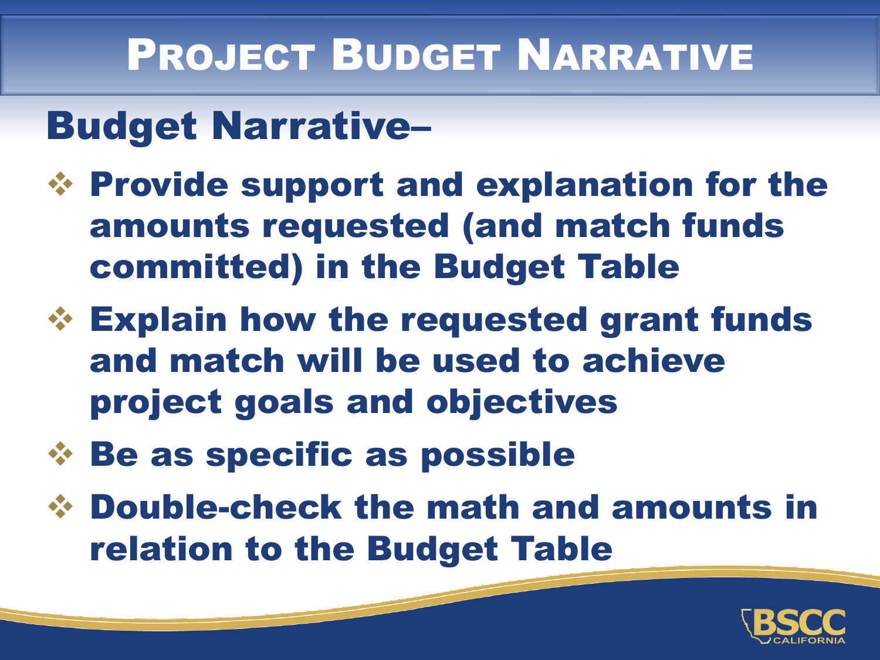# Project Budget Narrative

## Budget Narrative–

- Provide support and explanation for the amounts requested (and match funds committed) in the Budget Table
- Explain how the requested grant funds and match will be used to achieve project goals and objectives
- Be as specific as possible
- Double-check the math and amounts in relation to the Budget Table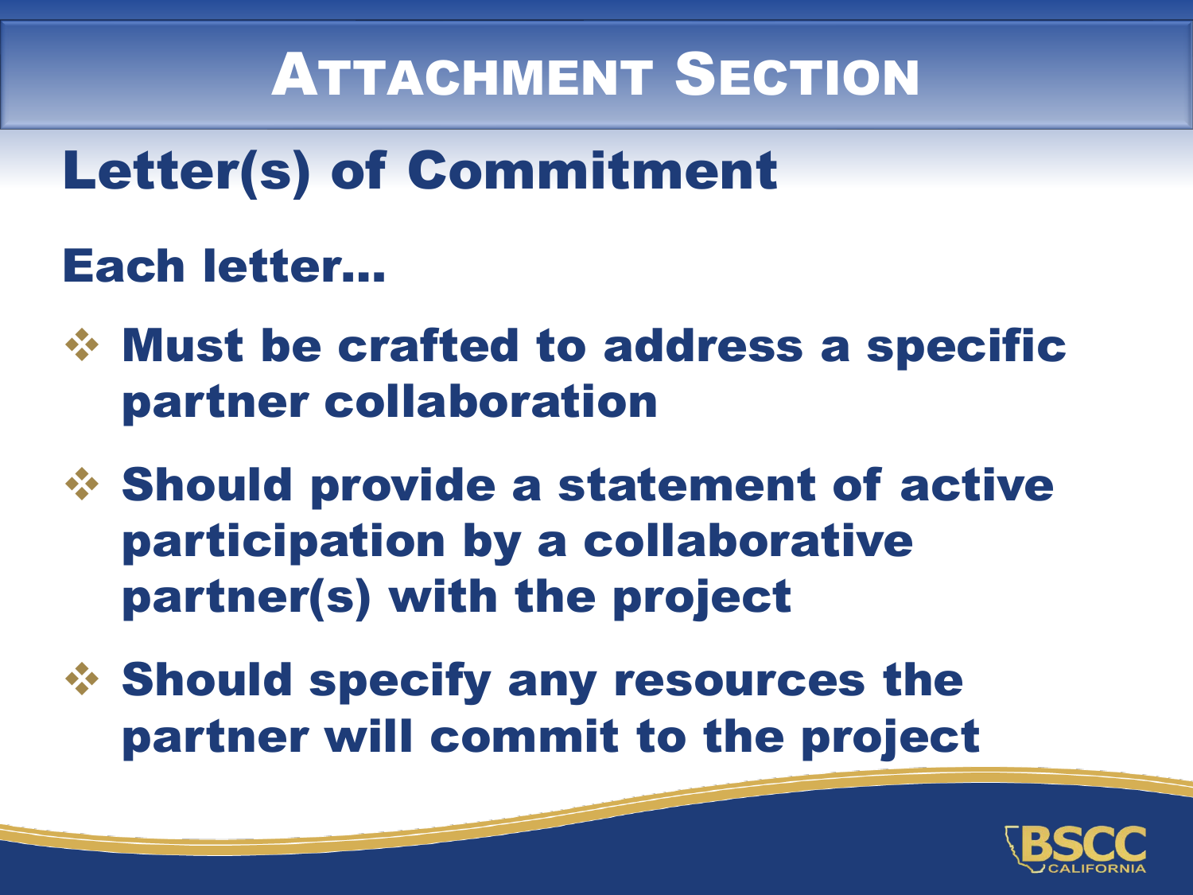# Attachment Section

## Letter(s) of Commitment

### Each letter…

- **Must be crafted to address a specific partner collaboration**
- **Should provide a statement of active participation by a collaborative partner(s) with the project**
- **Should specify any resources the partner will commit to the project**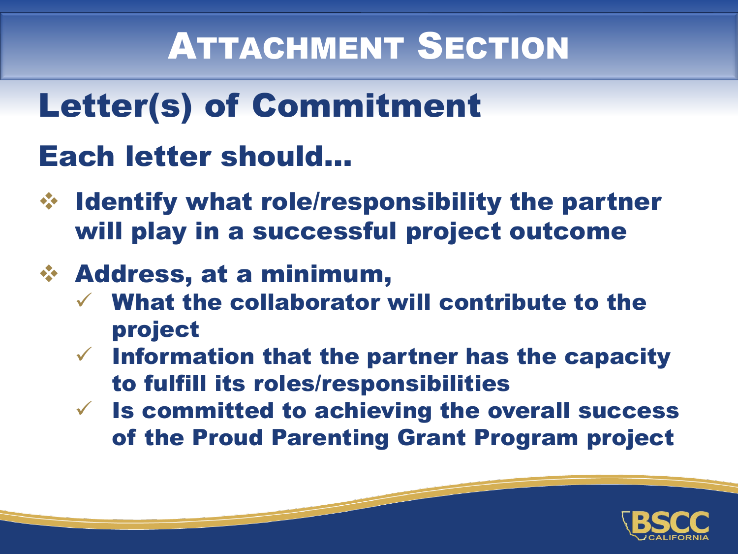# Attachment Section

## Letter(s) of Commitment

### Each letter should…

- Identify what role/responsibility the partner will play in a successful project outcome
- Address, at a minimum,
  - ✓ What the collaborator will contribute to the project
  - ✓ Information that the partner has the capacity to fulfill its roles/responsibilities
  - ✓ Is committed to achieving the overall success of the Proud Parenting Grant Program project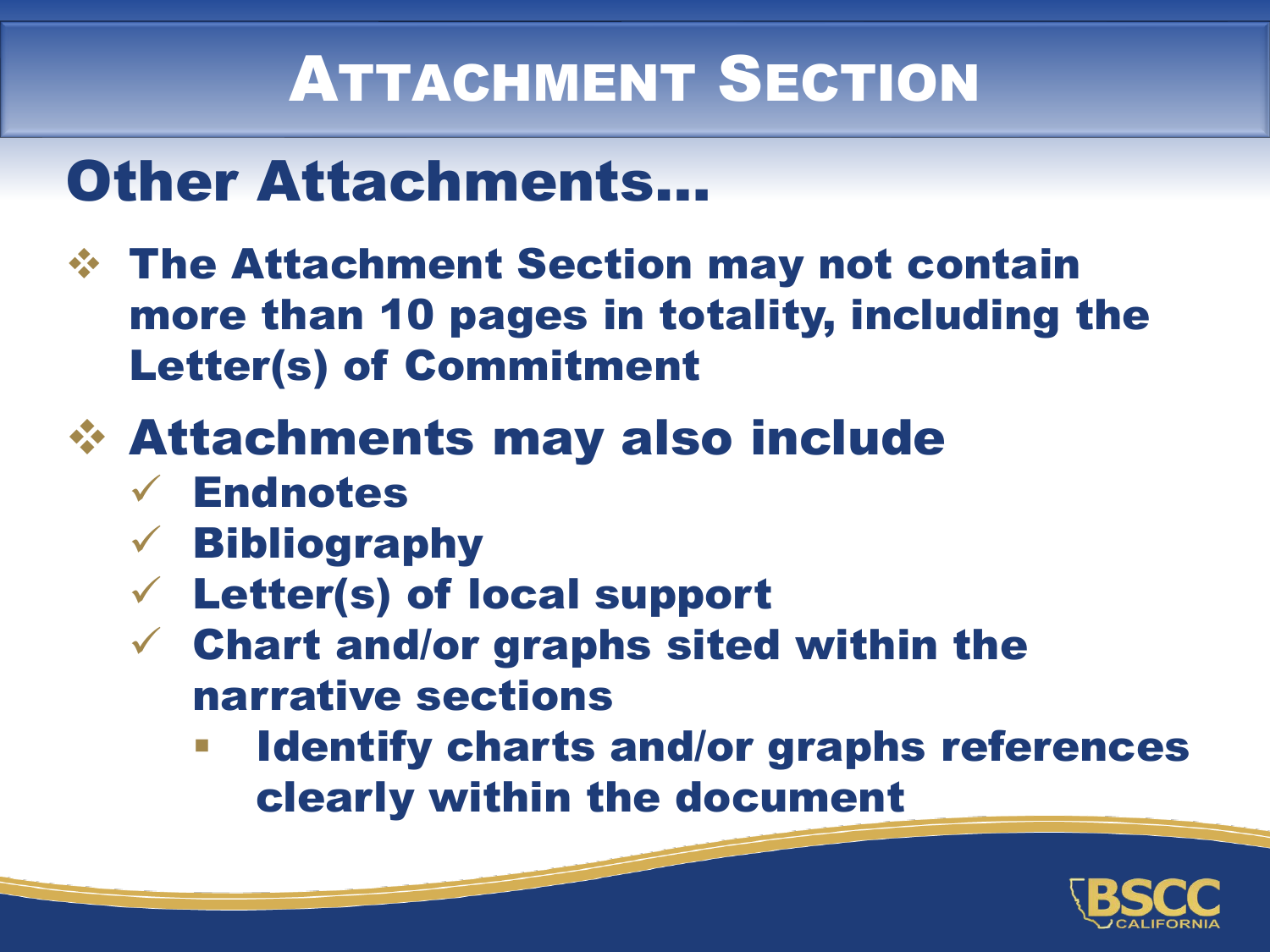# Attachment Section

## Other Attachments…

- **The Attachment Section may not contain more than 10 pages in totality, including the Letter(s) of Commitment**
- **Attachments may also include**
  - ✓ **Endnotes**
  - ✓ **Bibliography**
  - ✓ **Letter(s) of local support**
  - ✓ **Chart and/or graphs sited within the narrative sections**
    - **Identify charts and/or graphs references clearly within the document**

BSCC CALIFORNIA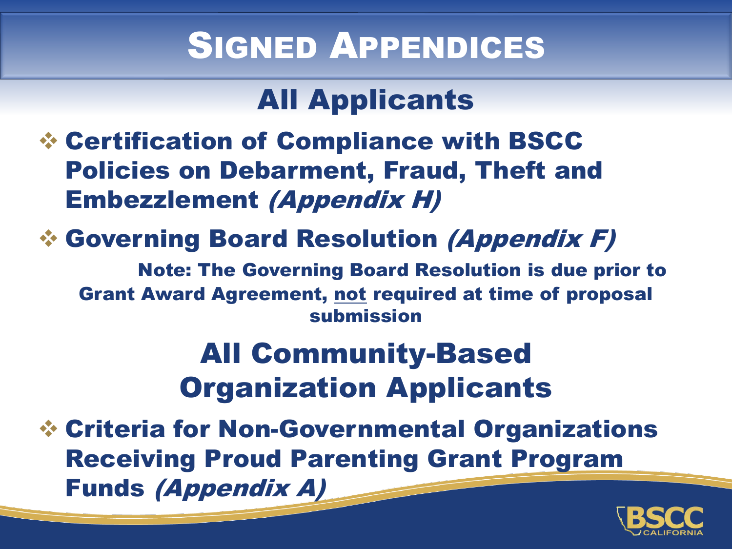# Signed Appendices

## All Applicants

- **Certification of Compliance with BSCC Policies on Debarment, Fraud, Theft and Embezzlement *(Appendix H)***
- **Governing Board Resolution *(Appendix F)***

  **Note: The Governing Board Resolution is due prior to Grant Award Agreement, not required at time of proposal submission**

## All Community-Based Organization Applicants

- **Criteria for Non-Governmental Organizations Receiving Proud Parenting Grant Program Funds *(Appendix A)***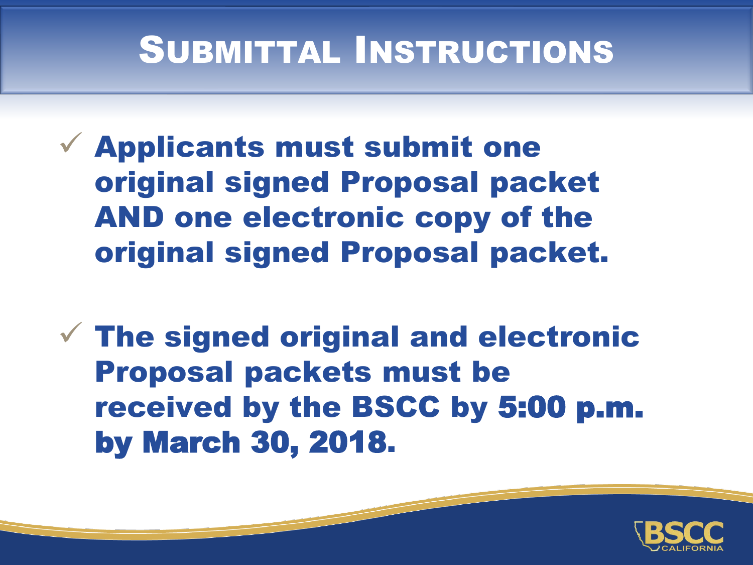# Submittal Instructions

- ✓ **Applicants must submit one original signed Proposal packet AND one electronic copy of the original signed Proposal packet.**
- ✓ **The signed original and electronic Proposal packets must be received by the BSCC by 5:00 p.m. by March 30, 2018.**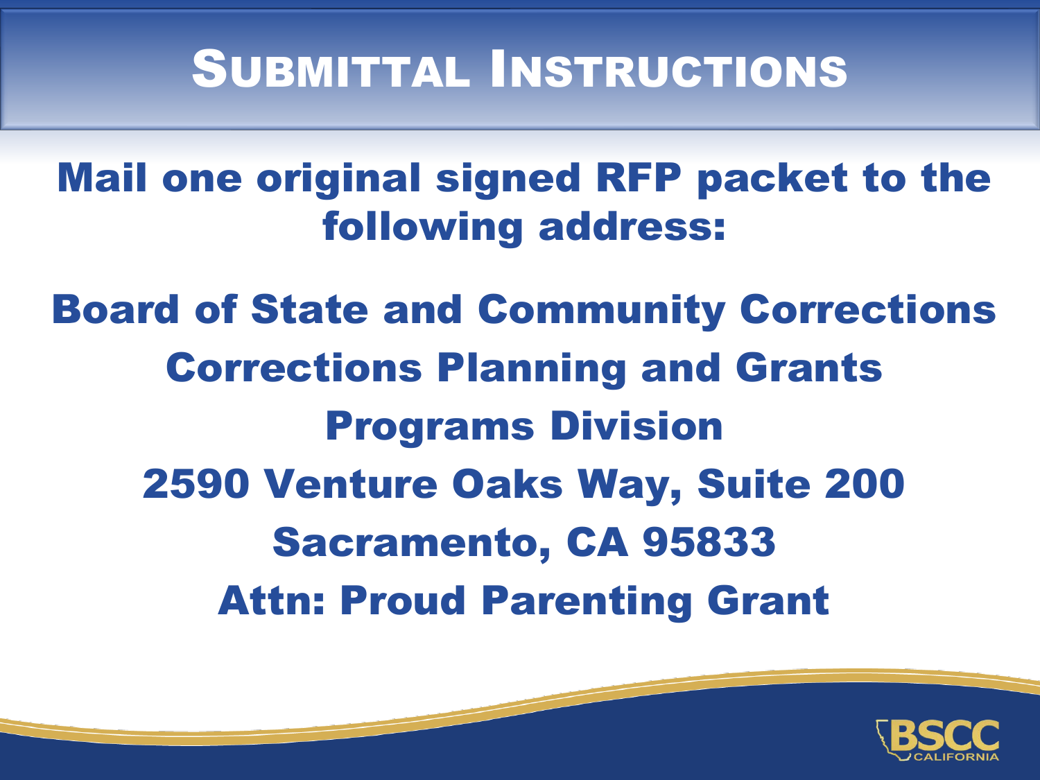# Submittal Instructions

**Mail one original signed RFP packet to the following address:**

**Board of State and Community Corrections**
**Corrections Planning and Grants Programs Division**
**2590 Venture Oaks Way, Suite 200**
**Sacramento, CA 95833**
**Attn: Proud Parenting Grant**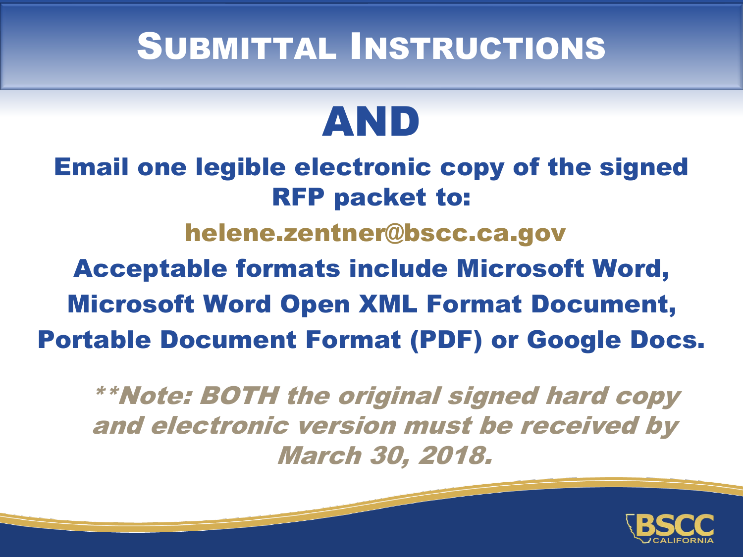# Submittal Instructions

## AND

**Email one legible electronic copy of the signed RFP packet to:**

**helene.zentner@bscc.ca.gov**

**Acceptable formats include Microsoft Word, Microsoft Word Open XML Format Document, Portable Document Format (PDF) or Google Docs.**

***\*\*Note: BOTH the original signed hard copy and electronic version must be received by March 30, 2018.***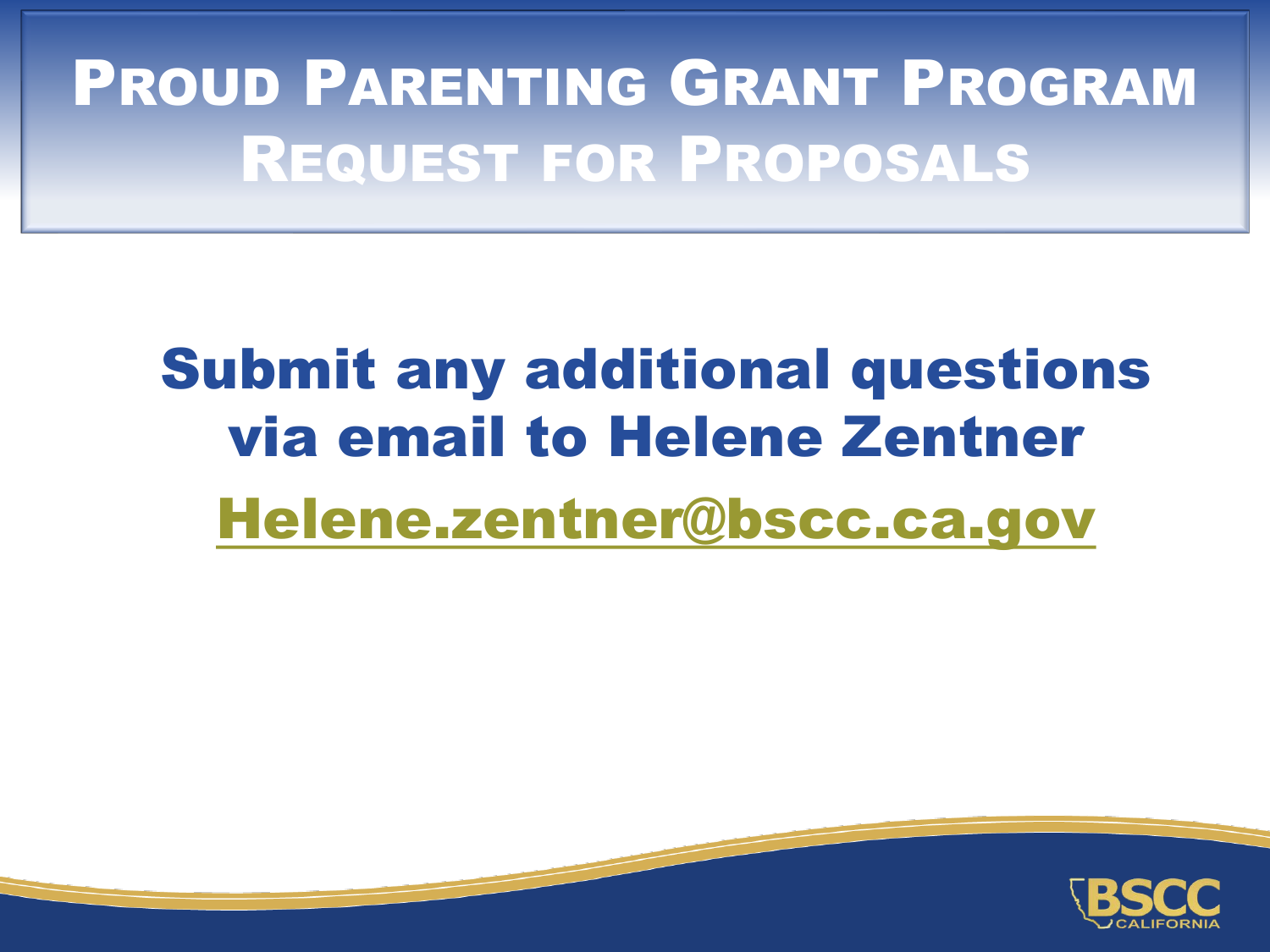# Proud Parenting Grant Program Request for Proposals

**Submit any additional questions via email to Helene Zentner**

**Helene.zentner@bscc.ca.gov**

BSCC CALIFORNIA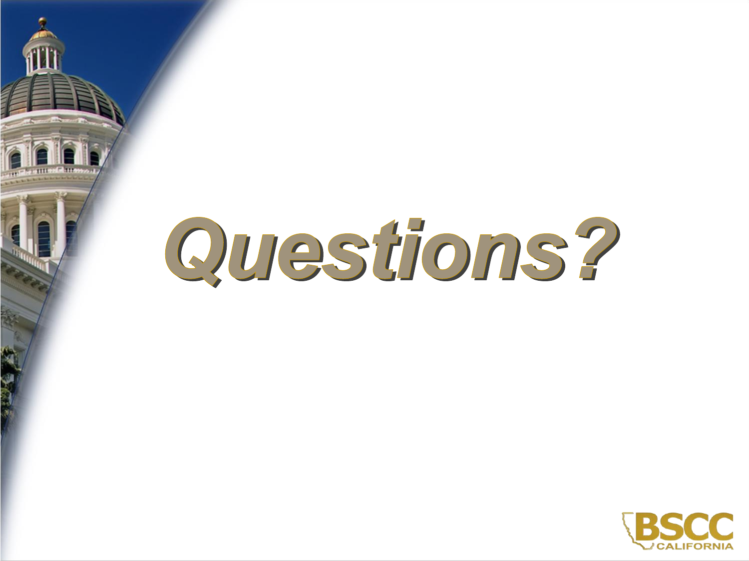# Questions?

BSCC
CALIFORNIA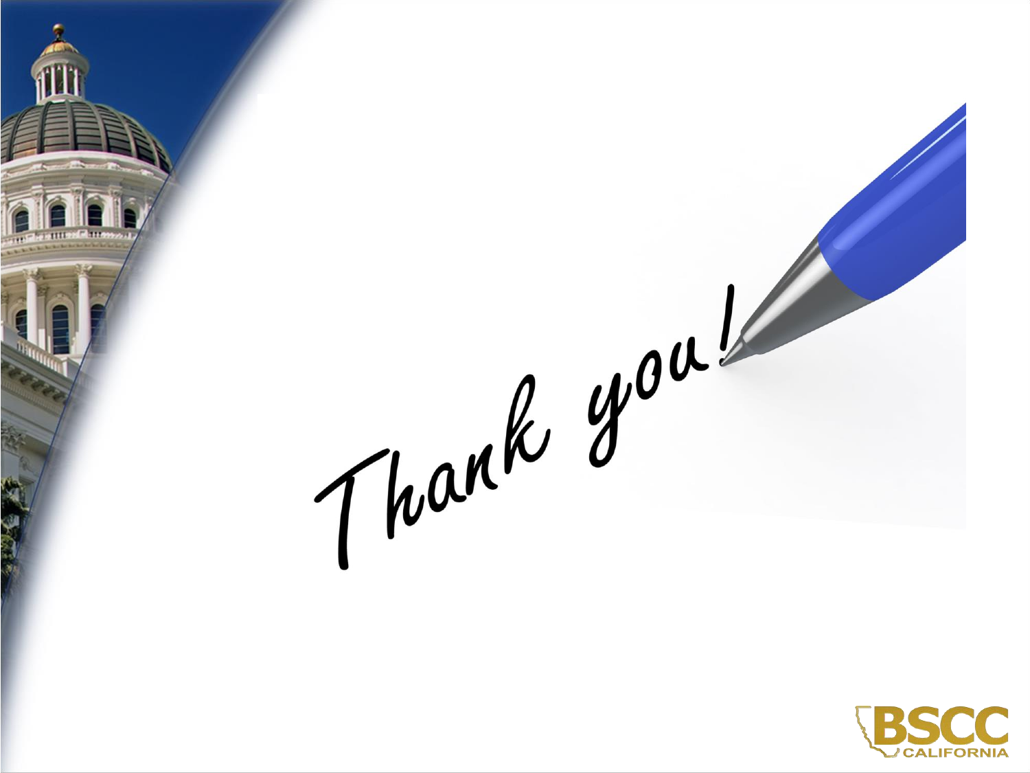Thank you!

BSCC CALIFORNIA